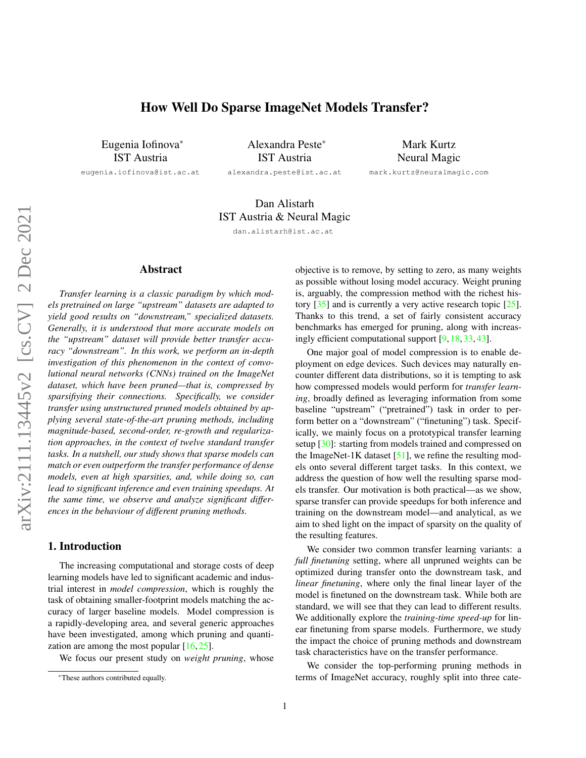# How Well Do Sparse ImageNet Models Transfer?

Eugenia Iofinova*
IST Austria
eugenia.iofinova@ist.ac.at

Alexandra Peste*
IST Austria
alexandra.peste@ist.ac.at

Mark Kurtz
Neural Magic
mark.kurtz@neuralmagic.com

Dan Alistarh
IST Austria & Neural Magic
dan.alistarh@ist.ac.at

## Abstract

*Transfer learning is a classic paradigm by which models pretrained on large "upstream" datasets are adapted to yield good results on "downstream," specialized datasets. Generally, it is understood that more accurate models on the "upstream" dataset will provide better transfer accuracy "downstream". In this work, we perform an in-depth investigation of this phenomenon in the context of convolutional neural networks (CNNs) trained on the ImageNet dataset, which have been pruned—that is, compressed by sparsifiying their connections. Specifically, we consider transfer using unstructured pruned models obtained by applying several state-of-the-art pruning methods, including magnitude-based, second-order, re-growth and regularization approaches, in the context of twelve standard transfer tasks. In a nutshell, our study shows that sparse models can match or even outperform the transfer performance of dense models, even at high sparsities, and, while doing so, can lead to significant inference and even training speedups. At the same time, we observe and analyze significant differences in the behaviour of different pruning methods.*

## 1. Introduction

The increasing computational and storage costs of deep learning models have led to significant academic and industrial interest in *model compression*, which is roughly the task of obtaining smaller-footprint models matching the accuracy of larger baseline models. Model compression is a rapidly-developing area, and several generic approaches have been investigated, among which pruning and quantization are among the most popular [16, 25].

We focus our present study on *weight pruning*, whose objective is to remove, by setting to zero, as many weights as possible without losing model accuracy. Weight pruning is, arguably, the compression method with the richest history [35] and is currently a very active research topic [25]. Thanks to this trend, a set of fairly consistent accuracy benchmarks has emerged for pruning, along with increasingly efficient computational support [9, 18, 33, 43].

One major goal of model compression is to enable deployment on edge devices. Such devices may naturally encounter different data distributions, so it is tempting to ask how compressed models would perform for *transfer learning*, broadly defined as leveraging information from some baseline "upstream" ("pretrained") task in order to perform better on a "downstream" ("finetuning") task. Specifically, we mainly focus on a prototypical transfer learning setup [30]: starting from models trained and compressed on the ImageNet-1K dataset [51], we refine the resulting models onto several different target tasks. In this context, we address the question of how well the resulting sparse models transfer. Our motivation is both practical—as we show, sparse transfer can provide speedups for both inference and training on the downstream model—and analytical, as we aim to shed light on the impact of sparsity on the quality of the resulting features.

We consider two common transfer learning variants: a *full finetuning* setting, where all unpruned weights can be optimized during transfer onto the downstream task, and *linear finetuning*, where only the final linear layer of the model is finetuned on the downstream task. While both are standard, we will see that they can lead to different results. We additionally explore the *training-time speed-up* for linear finetuning from sparse models. Furthermore, we study the impact the choice of pruning methods and downstream task characteristics have on the transfer performance.

We consider the top-performing pruning methods in terms of ImageNet accuracy, roughly split into three cate-

*These authors contributed equally.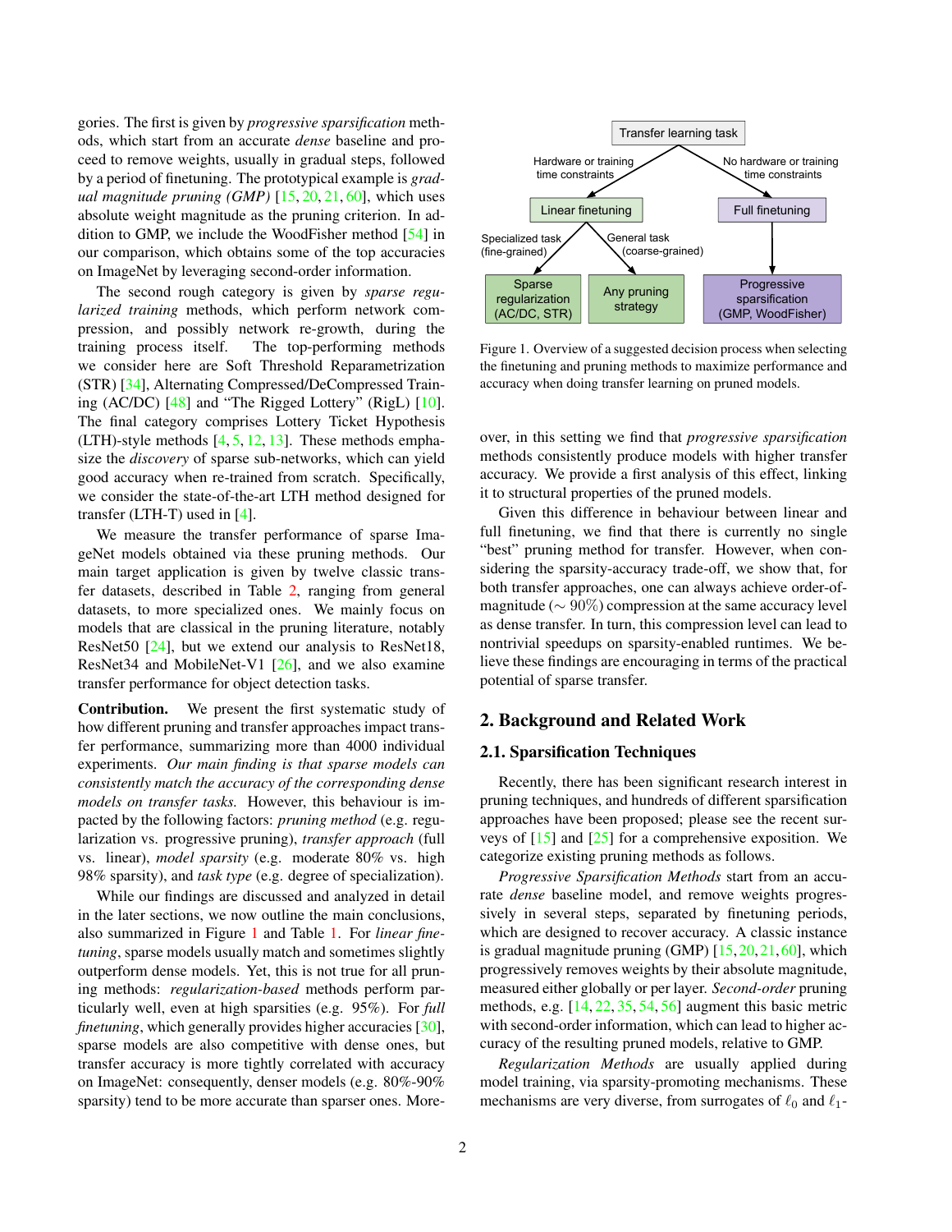gories. The first is given by *progressive sparsification* methods, which start from an accurate *dense* baseline and proceed to remove weights, usually in gradual steps, followed by a period of finetuning. The prototypical example is *gradual magnitude pruning (GMP)* [15, 20, 21, 60], which uses absolute weight magnitude as the pruning criterion. In addition to GMP, we include the WoodFisher method [54] in our comparison, which obtains some of the top accuracies on ImageNet by leveraging second-order information.

The second rough category is given by *sparse regularized training* methods, which perform network compression, and possibly network re-growth, during the training process itself. The top-performing methods we consider here are Soft Threshold Reparametrization (STR) [34], Alternating Compressed/DeCompressed Training (AC/DC) [48] and "The Rigged Lottery" (RigL) [10]. The final category comprises Lottery Ticket Hypothesis (LTH)-style methods [4, 5, 12, 13]. These methods emphasize the *discovery* of sparse sub-networks, which can yield good accuracy when re-trained from scratch. Specifically, we consider the state-of-the-art LTH method designed for transfer (LTH-T) used in [4].

We measure the transfer performance of sparse ImageNet models obtained via these pruning methods. Our main target application is given by twelve classic transfer datasets, described in Table 2, ranging from general datasets, to more specialized ones. We mainly focus on models that are classical in the pruning literature, notably ResNet50 [24], but we extend our analysis to ResNet18, ResNet34 and MobileNet-V1 [26], and we also examine transfer performance for object detection tasks.

**Contribution.** We present the first systematic study of how different pruning and transfer approaches impact transfer performance, summarizing more than 4000 individual experiments. *Our main finding is that sparse models can consistently match the accuracy of the corresponding dense models on transfer tasks.* However, this behaviour is impacted by the following factors: *pruning method* (e.g. regularization vs. progressive pruning), *transfer approach* (full vs. linear), *model sparsity* (e.g. moderate 80% vs. high 98% sparsity), and *task type* (e.g. degree of specialization).

While our findings are discussed and analyzed in detail in the later sections, we now outline the main conclusions, also summarized in Figure 1 and Table 1. For *linear finetuning*, sparse models usually match and sometimes slightly outperform dense models. Yet, this is not true for all pruning methods: *regularization-based* methods perform particularly well, even at high sparsities (e.g. 95%). For *full finetuning*, which generally provides higher accuracies [30], sparse models are also competitive with dense ones, but transfer accuracy is more tightly correlated with accuracy on ImageNet: consequently, denser models (e.g. 80%-90% sparsity) tend to be more accurate than sparser ones. Moreover, in this setting we find that *progressive sparsification* methods consistently produce models with higher transfer accuracy. We provide a first analysis of this effect, linking it to structural properties of the pruned models.

Figure 1. Overview of a suggested decision process when selecting the finetuning and pruning methods to maximize performance and accuracy when doing transfer learning on pruned models.

Given this difference in behaviour between linear and full finetuning, we find that there is currently no single "best" pruning method for transfer. However, when considering the sparsity-accuracy trade-off, we show that, for both transfer approaches, one can always achieve order-of-magnitude ($\sim 90\%$) compression at the same accuracy level as dense transfer. In turn, this compression level can lead to nontrivial speedups on sparsity-enabled runtimes. We believe these findings are encouraging in terms of the practical potential of sparse transfer.

## 2. Background and Related Work

### 2.1. Sparsification Techniques

Recently, there has been significant research interest in pruning techniques, and hundreds of different sparsification approaches have been proposed; please see the recent surveys of [15] and [25] for a comprehensive exposition. We categorize existing pruning methods as follows.

*Progressive Sparsification Methods* start from an accurate *dense* baseline model, and remove weights progressively in several steps, separated by finetuning periods, which are designed to recover accuracy. A classic instance is gradual magnitude pruning (GMP) [15, 20, 21, 60], which progressively removes weights by their absolute magnitude, measured either globally or per layer. *Second-order* pruning methods, e.g. [14, 22, 35, 54, 56] augment this basic metric with second-order information, which can lead to higher accuracy of the resulting pruned models, relative to GMP.

*Regularization Methods* are usually applied during model training, via sparsity-promoting mechanisms. These mechanisms are very diverse, from surrogates of $\ell_0$ and $\ell_1$-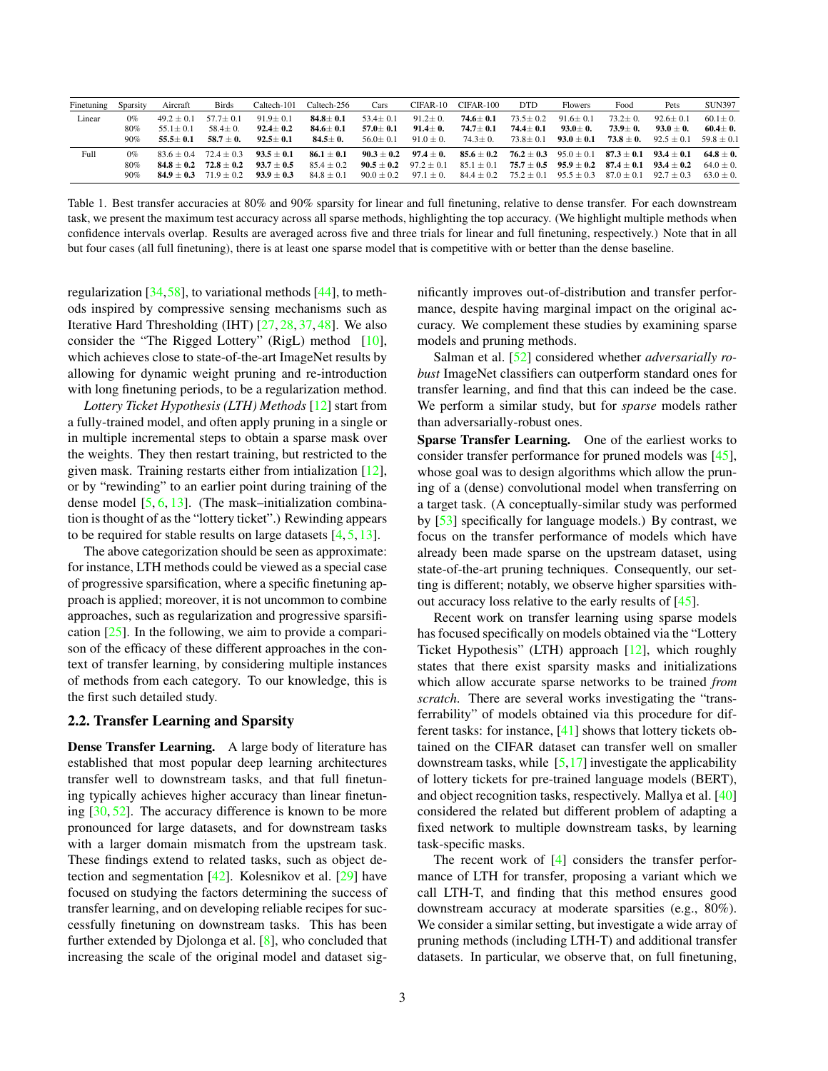| Finetuning | Sparsity | Aircraft | Birds | Caltech-101 | Caltech-256 | Cars | CIFAR-10 | CIFAR-100 | DTD | Flowers | Food | Pets | SUN397 |
|---|---|---|---|---|---|---|---|---|---|---|---|---|---|
| Linear | 0% | 49.2 ± 0.1 | 57.7± 0.1 | 91.9± 0.1 | **84.8± 0.1** | 53.4± 0.1 | 91.2± 0. | **74.6± 0.1** | 73.5± 0.2 | 91.6± 0.1 | 73.2± 0. | 92.6± 0.1 | 60.1± 0. |
| | 80% | 55.1± 0.1 | 58.4± 0. | **92.4± 0.2** | **84.6± 0.1** | **57.0± 0.1** | **91.4± 0.** | **74.7± 0.1** | **74.4± 0.1** | **93.0± 0.** | **73.9± 0.** | **93.0 ± 0.** | **60.4± 0.** |
| | 90% | **55.5± 0.1** | **58.7 ± 0.** | **92.5± 0.1** | **84.5± 0.** | 56.0± 0.1 | 91.0 ± 0. | 74.3± 0. | 73.8± 0.1 | **93.0 ± 0.1** | **73.8 ± 0.** | 92.5 ± 0.1 | 59.8 ± 0.1 |
| Full | 0% | 83.6 ± 0.4 | 72.4 ± 0.3 | **93.5 ± 0.1** | **86.1 ± 0.1** | **90.3 ± 0.2** | **97.4 ± 0.** | **85.6 ± 0.2** | **76.2 ± 0.3** | 95.0 ± 0.1 | **87.3 ± 0.1** | **93.4 ± 0.1** | **64.8 ± 0.** |
| | 80% | **84.8 ± 0.2** | **72.8 ± 0.2** | **93.7 ± 0.5** | 85.4 ± 0.2 | **90.5 ± 0.2** | 97.2 ± 0.1 | 85.1 ± 0.1 | **75.7 ± 0.5** | **95.9 ± 0.2** | **87.4 ± 0.1** | **93.4 ± 0.2** | 64.0 ± 0. |
| | 90% | **84.9 ± 0.3** | 71.9 ± 0.2 | **93.9 ± 0.3** | 84.8 ± 0.1 | 90.0 ± 0.2 | 97.1 ± 0. | 84.4 ± 0.2 | 75.2 ± 0.1 | 95.5 ± 0.3 | 87.0 ± 0.1 | 92.7 ± 0.3 | 63.0 ± 0. |

Table 1. Best transfer accuracies at 80% and 90% sparsity for linear and full finetuning, relative to dense transfer. For each downstream task, we present the maximum test accuracy across all sparse methods, highlighting the top accuracy. (We highlight multiple methods when confidence intervals overlap. Results are averaged across five and three trials for linear and full finetuning, respectively.) Note that in all but four cases (all full finetuning), there is at least one sparse model that is competitive with or better than the dense baseline.

regularization [34, 58], to variational methods [44], to methods inspired by compressive sensing mechanisms such as Iterative Hard Thresholding (IHT) [27, 28, 37, 48]. We also consider the "The Rigged Lottery" (RigL) method [10], which achieves close to state-of-the-art ImageNet results by allowing for dynamic weight pruning and re-introduction with long finetuning periods, to be a regularization method.

*Lottery Ticket Hypothesis (LTH) Methods* [12] start from a fully-trained model, and often apply pruning in a single or in multiple incremental steps to obtain a sparse mask over the weights. They then restart training, but restricted to the given mask. Training restarts either from intialization [12], or by "rewinding" to an earlier point during training of the dense model [5, 6, 13]. (The mask–initialization combination is thought of as the "lottery ticket".) Rewinding appears to be required for stable results on large datasets [4, 5, 13].

The above categorization should be seen as approximate: for instance, LTH methods could be viewed as a special case of progressive sparsification, where a specific finetuning approach is applied; moreover, it is not uncommon to combine approaches, such as regularization and progressive sparsification [25]. In the following, we aim to provide a comparison of the efficacy of these different approaches in the context of transfer learning, by considering multiple instances of methods from each category. To our knowledge, this is the first such detailed study.

## 2.2. Transfer Learning and Sparsity

**Dense Transfer Learning.** A large body of literature has established that most popular deep learning architectures transfer well to downstream tasks, and that full finetuning typically achieves higher accuracy than linear finetuning [30, 52]. The accuracy difference is known to be more pronounced for large datasets, and for downstream tasks with a larger domain mismatch from the upstream task. These findings extend to related tasks, such as object detection and segmentation [42]. Kolesnikov et al. [29] have focused on studying the factors determining the success of transfer learning, and on developing reliable recipes for successfully finetuning on downstream tasks. This has been further extended by Djolonga et al. [8], who concluded that increasing the scale of the original model and dataset significantly improves out-of-distribution and transfer performance, despite having marginal impact on the original accuracy. We complement these studies by examining sparse models and pruning methods.

Salman et al. [52] considered whether *adversarially robust* ImageNet classifiers can outperform standard ones for transfer learning, and find that this can indeed be the case. We perform a similar study, but for *sparse* models rather than adversarially-robust ones.

**Sparse Transfer Learning.** One of the earliest works to consider transfer performance for pruned models was [45], whose goal was to design algorithms which allow the pruning of a (dense) convolutional model when transferring on a target task. (A conceptually-similar study was performed by [53] specifically for language models.) By contrast, we focus on the transfer performance of models which have already been made sparse on the upstream dataset, using state-of-the-art pruning techniques. Consequently, our setting is different; notably, we observe higher sparsities without accuracy loss relative to the early results of [45].

Recent work on transfer learning using sparse models has focused specifically on models obtained via the "Lottery Ticket Hypothesis" (LTH) approach [12], which roughly states that there exist sparsity masks and initializations which allow accurate sparse networks to be trained *from scratch*. There are several works investigating the "transferrability" of models obtained via this procedure for different tasks: for instance, [41] shows that lottery tickets obtained on the CIFAR dataset can transfer well on smaller downstream tasks, while [5, 17] investigate the applicability of lottery tickets for pre-trained language models (BERT), and object recognition tasks, respectively. Mallya et al. [40] considered the related but different problem of adapting a fixed network to multiple downstream tasks, by learning task-specific masks.

The recent work of [4] considers the transfer performance of LTH for transfer, proposing a variant which we call LTH-T, and finding that this method ensures good downstream accuracy at moderate sparsities (e.g., 80%). We consider a similar setting, but investigate a wide array of pruning methods (including LTH-T) and additional transfer datasets. In particular, we observe that, on full finetuning,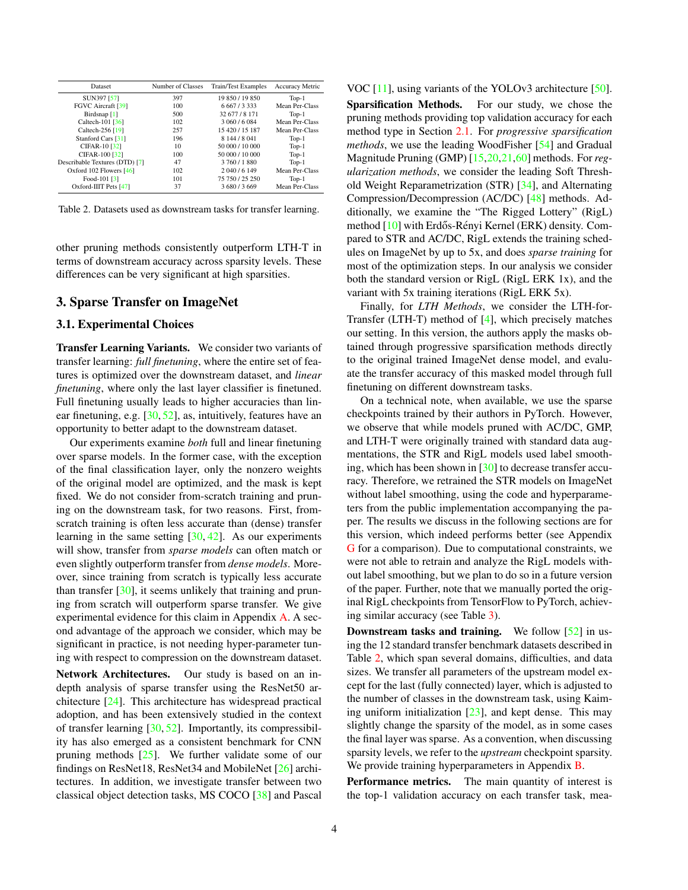| Dataset | Number of Classes | Train/Test Examples | Accuracy Metric |
|---|---|---|---|
| SUN397 [57] | 397 | 19 850 / 19 850 | Top-1 |
| FGVC Aircraft [39] | 100 | 6 667 / 3 333 | Mean Per-Class |
| Birdsnap [1] | 500 | 32 677 / 8 171 | Top-1 |
| Caltech-101 [36] | 102 | 3 060 / 6 084 | Mean Per-Class |
| Caltech-256 [19] | 257 | 15 420 / 15 187 | Mean Per-Class |
| Stanford Cars [31] | 196 | 8 144 / 8 041 | Top-1 |
| CIFAR-10 [32] | 10 | 50 000 / 10 000 | Top-1 |
| CIFAR-100 [32] | 100 | 50 000 / 10 000 | Top-1 |
| Describable Textures (DTD) [7] | 47 | 3 760 / 1 880 | Top-1 |
| Oxford 102 Flowers [46] | 102 | 2 040 / 6 149 | Mean Per-Class |
| Food-101 [3] | 101 | 75 750 / 25 250 | Top-1 |
| Oxford-IIIT Pets [47] | 37 | 3 680 / 3 669 | Mean Per-Class |

Table 2. Datasets used as downstream tasks for transfer learning.

other pruning methods consistently outperform LTH-T in terms of downstream accuracy across sparsity levels. These differences can be very significant at high sparsities.

## 3. Sparse Transfer on ImageNet

### 3.1. Experimental Choices

**Transfer Learning Variants.** We consider two variants of transfer learning: *full finetuning*, where the entire set of features is optimized over the downstream dataset, and *linear finetuning*, where only the last layer classifier is finetuned. Full finetuning usually leads to higher accuracies than linear finetuning, e.g. [30, 52], as, intuitively, features have an opportunity to better adapt to the downstream dataset.

Our experiments examine *both* full and linear finetuning over sparse models. In the former case, with the exception of the final classification layer, only the nonzero weights of the original model are optimized, and the mask is kept fixed. We do not consider from-scratch training and pruning on the downstream task, for two reasons. First, from-scratch training is often less accurate than (dense) transfer learning in the same setting [30, 42]. As our experiments will show, transfer from *sparse models* can often match or even slightly outperform transfer from *dense models*. Moreover, since training from scratch is typically less accurate than transfer [30], it seems unlikely that training and pruning from scratch will outperform sparse transfer. We give experimental evidence for this claim in Appendix A. A second advantage of the approach we consider, which may be significant in practice, is not needing hyper-parameter tuning with respect to compression on the downstream dataset.

**Network Architectures.** Our study is based on an in-depth analysis of sparse transfer using the ResNet50 architecture [24]. This architecture has widespread practical adoption, and has been extensively studied in the context of transfer learning [30, 52]. Importantly, its compressibility has also emerged as a consistent benchmark for CNN pruning methods [25]. We further validate some of our findings on ResNet18, ResNet34 and MobileNet [26] architectures. In addition, we investigate transfer between two classical object detection tasks, MS COCO [38] and Pascal VOC [11], using variants of the YOLOv3 architecture [50].

**Sparsification Methods.** For our study, we chose the pruning methods providing top validation accuracy for each method type in Section 2.1. For *progressive sparsification methods*, we use the leading WoodFisher [54] and Gradual Magnitude Pruning (GMP) [15,20,21,60] methods. For *regularization methods*, we consider the leading Soft Threshold Weight Reparametrization (STR) [34], and Alternating Compression/Decompression (AC/DC) [48] methods. Additionally, we examine the "The Rigged Lottery" (RigL) method [10] with Erdős-Rényi Kernel (ERK) density. Compared to STR and AC/DC, RigL extends the training schedules on ImageNet by up to 5x, and does *sparse training* for most of the optimization steps. In our analysis we consider both the standard version or RigL (RigL ERK 1x), and the variant with 5x training iterations (RigL ERK 5x).

Finally, for *LTH Methods*, we consider the LTH-for-Transfer (LTH-T) method of [4], which precisely matches our setting. In this version, the authors apply the masks obtained through progressive sparsification methods directly to the original trained ImageNet dense model, and evaluate the transfer accuracy of this masked model through full finetuning on different downstream tasks.

On a technical note, when available, we use the sparse checkpoints trained by their authors in PyTorch. However, we observe that while models pruned with AC/DC, GMP, and LTH-T were originally trained with standard data augmentations, the STR and RigL models used label smoothing, which has been shown in [30] to decrease transfer accuracy. Therefore, we retrained the STR models on ImageNet without label smoothing, using the code and hyperparameters from the public implementation accompanying the paper. The results we discuss in the following sections are for this version, which indeed performs better (see Appendix G for a comparison). Due to computational constraints, we were not able to retrain and analyze the RigL models without label smoothing, but we plan to do so in a future version of the paper. Further, note that we manually ported the original RigL checkpoints from TensorFlow to PyTorch, achieving similar accuracy (see Table 3).

**Downstream tasks and training.** We follow [52] in using the 12 standard transfer benchmark datasets described in Table 2, which span several domains, difficulties, and data sizes. We transfer all parameters of the upstream model except for the last (fully connected) layer, which is adjusted to the number of classes in the downstream task, using Kaiming uniform initialization [23], and kept dense. This may slightly change the sparsity of the model, as in some cases the final layer was sparse. As a convention, when discussing sparsity levels, we refer to the *upstream* checkpoint sparsity. We provide training hyperparameters in Appendix B.

**Performance metrics.** The main quantity of interest is the top-1 validation accuracy on each transfer task, mea-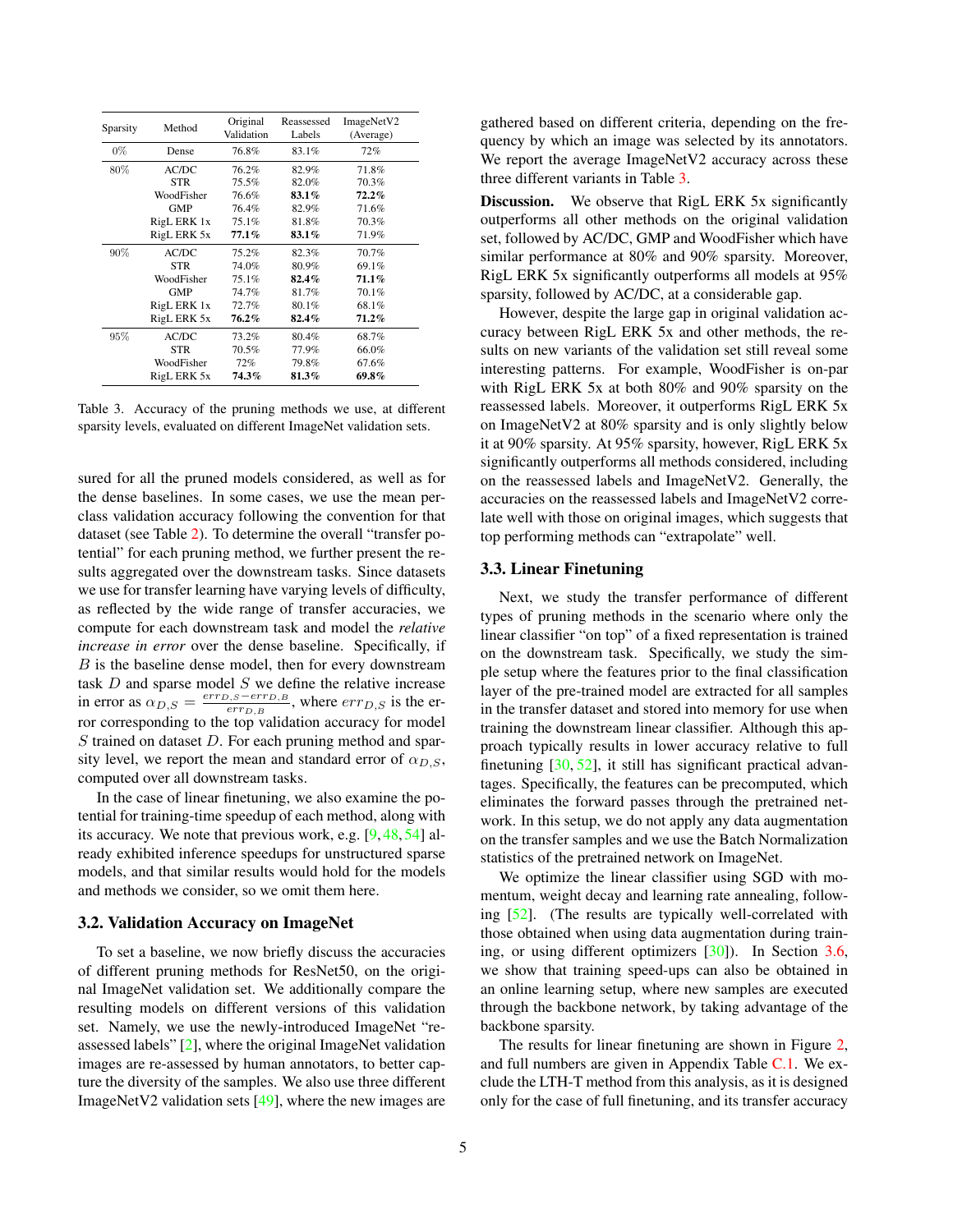| Sparsity | Method | Original Validation | Reassessed Labels | ImageNetV2 (Average) |
|---|---|---|---|---|
| 0% | Dense | 76.8% | 83.1% | 72% |
| 80% | AC/DC | 76.2% | 82.9% | 71.8% |
| | STR | 75.5% | 82.0% | 70.3% |
| | WoodFisher | 76.6% | **83.1%** | **72.2%** |
| | GMP | 76.4% | 82.9% | 71.6% |
| | RigL ERK 1x | 75.1% | 81.8% | 70.3% |
| | RigL ERK 5x | **77.1%** | **83.1%** | 71.9% |
| 90% | AC/DC | 75.2% | 82.3% | 70.7% |
| | STR | 74.0% | 80.9% | 69.1% |
| | WoodFisher | 75.1% | **82.4%** | **71.1%** |
| | GMP | 74.7% | 81.7% | 70.1% |
| | RigL ERK 1x | 72.7% | 80.1% | 68.1% |
| | RigL ERK 5x | **76.2%** | **82.4%** | **71.2%** |
| 95% | AC/DC | 73.2% | 80.4% | 68.7% |
| | STR | 70.5% | 77.9% | 66.0% |
| | WoodFisher | 72% | 79.8% | 67.6% |
| | RigL ERK 5x | **74.3%** | **81.3%** | **69.8%** |

Table 3. Accuracy of the pruning methods we use, at different sparsity levels, evaluated on different ImageNet validation sets.

sured for all the pruned models considered, as well as for the dense baselines. In some cases, we use the mean per-class validation accuracy following the convention for that dataset (see Table 2). To determine the overall "transfer potential" for each pruning method, we further present the results aggregated over the downstream tasks. Since datasets we use for transfer learning have varying levels of difficulty, as reflected by the wide range of transfer accuracies, we compute for each downstream task and model the *relative increase in error* over the dense baseline. Specifically, if $B$ is the baseline dense model, then for every downstream task $D$ and sparse model $S$ we define the relative increase in error as $\alpha_{D,S} = \frac{err_{D,S} - err_{D,B}}{err_{D,B}}$, where $err_{D,S}$ is the error corresponding to the top validation accuracy for model $S$ trained on dataset $D$. For each pruning method and sparsity level, we report the mean and standard error of $\alpha_{D,S}$, computed over all downstream tasks.

In the case of linear finetuning, we also examine the potential for training-time speedup of each method, along with its accuracy. We note that previous work, e.g. [9, 48, 54] already exhibited inference speedups for unstructured sparse models, and that similar results would hold for the models and methods we consider, so we omit them here.

### 3.2. Validation Accuracy on ImageNet

To set a baseline, we now briefly discuss the accuracies of different pruning methods for ResNet50, on the original ImageNet validation set. We additionally compare the resulting models on different versions of this validation set. Namely, we use the newly-introduced ImageNet "reassessed labels" [2], where the original ImageNet validation images are re-assessed by human annotators, to better capture the diversity of the samples. We also use three different ImageNetV2 validation sets [49], where the new images are gathered based on different criteria, depending on the frequency by which an image was selected by its annotators. We report the average ImageNetV2 accuracy across these three different variants in Table 3.

**Discussion.** We observe that RigL ERK 5x significantly outperforms all other methods on the original validation set, followed by AC/DC, GMP and WoodFisher which have similar performance at 80% and 90% sparsity. Moreover, RigL ERK 5x significantly outperforms all models at 95% sparsity, followed by AC/DC, at a considerable gap.

However, despite the large gap in original validation accuracy between RigL ERK 5x and other methods, the results on new variants of the validation set still reveal some interesting patterns. For example, WoodFisher is on-par with RigL ERK 5x at both 80% and 90% sparsity on the reassessed labels. Moreover, it outperforms RigL ERK 5x on ImageNetV2 at 80% sparsity and is only slightly below it at 90% sparsity. At 95% sparsity, however, RigL ERK 5x significantly outperforms all methods considered, including on the reassessed labels and ImageNetV2. Generally, the accuracies on the reassessed labels and ImageNetV2 correlate well with those on original images, which suggests that top performing methods can "extrapolate" well.

### 3.3. Linear Finetuning

Next, we study the transfer performance of different types of pruning methods in the scenario where only the linear classifier "on top" of a fixed representation is trained on the downstream task. Specifically, we study the simple setup where the features prior to the final classification layer of the pre-trained model are extracted for all samples in the transfer dataset and stored into memory for use when training the downstream linear classifier. Although this approach typically results in lower accuracy relative to full finetuning [30, 52], it still has significant practical advantages. Specifically, the features can be precomputed, which eliminates the forward passes through the pretrained network. In this setup, we do not apply any data augmentation on the transfer samples and we use the Batch Normalization statistics of the pretrained network on ImageNet.

We optimize the linear classifier using SGD with momentum, weight decay and learning rate annealing, following [52]. (The results are typically well-correlated with those obtained when using data augmentation during training, or using different optimizers [30]). In Section 3.6, we show that training speed-ups can also be obtained in an online learning setup, where new samples are executed through the backbone network, by taking advantage of the backbone sparsity.

The results for linear finetuning are shown in Figure 2, and full numbers are given in Appendix Table C.1. We exclude the LTH-T method from this analysis, as it is designed only for the case of full finetuning, and its transfer accuracy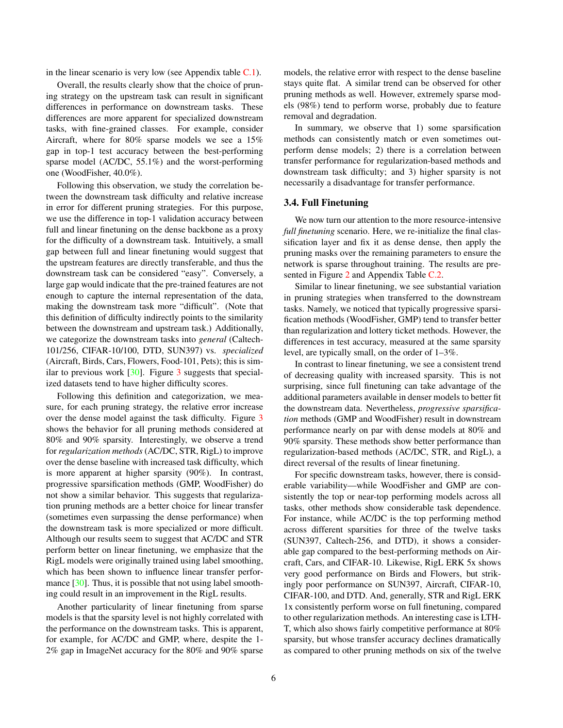in the linear scenario is very low (see Appendix table C.1).

Overall, the results clearly show that the choice of pruning strategy on the upstream task can result in significant differences in performance on downstream tasks. These differences are more apparent for specialized downstream tasks, with fine-grained classes. For example, consider Aircraft, where for 80% sparse models we see a 15% gap in top-1 test accuracy between the best-performing sparse model (AC/DC, 55.1%) and the worst-performing one (WoodFisher, 40.0%).

Following this observation, we study the correlation between the downstream task difficulty and relative increase in error for different pruning strategies. For this purpose, we use the difference in top-1 validation accuracy between full and linear finetuning on the dense backbone as a proxy for the difficulty of a downstream task. Intuitively, a small gap between full and linear finetuning would suggest that the upstream features are directly transferable, and thus the downstream task can be considered "easy". Conversely, a large gap would indicate that the pre-trained features are not enough to capture the internal representation of the data, making the downstream task more "difficult". (Note that this definition of difficulty indirectly points to the similarity between the downstream and upstream task.) Additionally, we categorize the downstream tasks into *general* (Caltech-101/256, CIFAR-10/100, DTD, SUN397) vs. *specialized* (Aircraft, Birds, Cars, Flowers, Food-101, Pets); this is similar to previous work [30]. Figure 3 suggests that specialized datasets tend to have higher difficulty scores.

Following this definition and categorization, we measure, for each pruning strategy, the relative error increase over the dense model against the task difficulty. Figure 3 shows the behavior for all pruning methods considered at 80% and 90% sparsity. Interestingly, we observe a trend for *regularization methods* (AC/DC, STR, RigL) to improve over the dense baseline with increased task difficulty, which is more apparent at higher sparsity (90%). In contrast, progressive sparsification methods (GMP, WoodFisher) do not show a similar behavior. This suggests that regularization pruning methods are a better choice for linear transfer (sometimes even surpassing the dense performance) when the downstream task is more specialized or more difficult. Although our results seem to suggest that AC/DC and STR perform better on linear finetuning, we emphasize that the RigL models were originally trained using label smoothing, which has been shown to influence linear transfer performance [30]. Thus, it is possible that not using label smoothing could result in an improvement in the RigL results.

Another particularity of linear finetuning from sparse models is that the sparsity level is not highly correlated with the performance on the downstream tasks. This is apparent, for example, for AC/DC and GMP, where, despite the 1-2% gap in ImageNet accuracy for the 80% and 90% sparse models, the relative error with respect to the dense baseline stays quite flat. A similar trend can be observed for other pruning methods as well. However, extremely sparse models (98%) tend to perform worse, probably due to feature removal and degradation.

In summary, we observe that 1) some sparsification methods can consistently match or even sometimes outperform dense models; 2) there is a correlation between transfer performance for regularization-based methods and downstream task difficulty; and 3) higher sparsity is not necessarily a disadvantage for transfer performance.

### 3.4. Full Finetuning

We now turn our attention to the more resource-intensive *full finetuning* scenario. Here, we re-initialize the final classification layer and fix it as dense dense, then apply the pruning masks over the remaining parameters to ensure the network is sparse throughout training. The results are presented in Figure 2 and Appendix Table C.2.

Similar to linear finetuning, we see substantial variation in pruning strategies when transferred to the downstream tasks. Namely, we noticed that typically progressive sparsification methods (WoodFisher, GMP) tend to transfer better than regularization and lottery ticket methods. However, the differences in test accuracy, measured at the same sparsity level, are typically small, on the order of 1–3%.

In contrast to linear finetuning, we see a consistent trend of decreasing quality with increased sparsity. This is not surprising, since full finetuning can take advantage of the additional parameters available in denser models to better fit the downstream data. Nevertheless, *progressive sparsification* methods (GMP and WoodFisher) result in downstream performance nearly on par with dense models at 80% and 90% sparsity. These methods show better performance than regularization-based methods (AC/DC, STR, and RigL), a direct reversal of the results of linear finetuning.

For specific downstream tasks, however, there is considerable variability—while WoodFisher and GMP are consistently the top or near-top performing models across all tasks, other methods show considerable task dependence. For instance, while AC/DC is the top performing method across different sparsities for three of the twelve tasks (SUN397, Caltech-256, and DTD), it shows a considerable gap compared to the best-performing methods on Aircraft, Cars, and CIFAR-10. Likewise, RigL ERK 5x shows very good performance on Birds and Flowers, but strikingly poor performance on SUN397, Aircraft, CIFAR-10, CIFAR-100, and DTD. And, generally, STR and RigL ERK 1x consistently perform worse on full finetuning, compared to other regularization methods. An interesting case is LTH-T, which also shows fairly competitive performance at 80% sparsity, but whose transfer accuracy declines dramatically as compared to other pruning methods on six of the twelve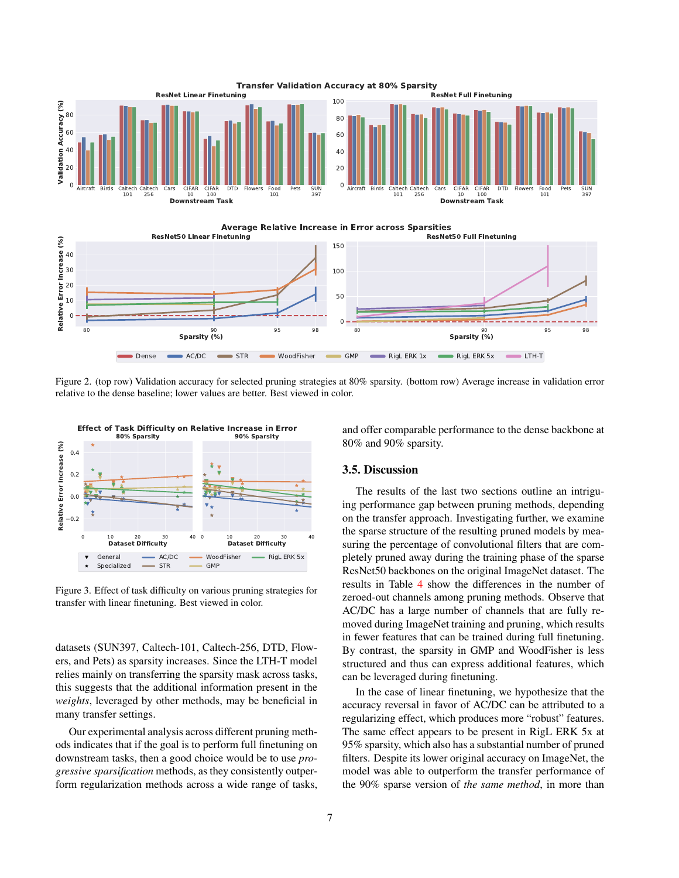Figure 2. (top row) Validation accuracy for selected pruning strategies at 80% sparsity. (bottom row) Average increase in validation error relative to the dense baseline; lower values are better. Best viewed in color.

Figure 3. Effect of task difficulty on various pruning strategies for transfer with linear finetuning. Best viewed in color.

datasets (SUN397, Caltech-101, Caltech-256, DTD, Flowers, and Pets) as sparsity increases. Since the LTH-T model relies mainly on transferring the sparsity mask across tasks, this suggests that the additional information present in the *weights*, leveraged by other methods, may be beneficial in many transfer settings.

Our experimental analysis across different pruning methods indicates that if the goal is to perform full finetuning on downstream tasks, then a good choice would be to use *progressive sparsification* methods, as they consistently outperform regularization methods across a wide range of tasks, and offer comparable performance to the dense backbone at 80% and 90% sparsity.

### 3.5. Discussion

The results of the last two sections outline an intriguing performance gap between pruning methods, depending on the transfer approach. Investigating further, we examine the sparse structure of the resulting pruned models by measuring the percentage of convolutional filters that are completely pruned away during the training phase of the sparse ResNet50 backbones on the original ImageNet dataset. The results in Table 4 show the differences in the number of zeroed-out channels among pruning methods. Observe that AC/DC has a large number of channels that are fully removed during ImageNet training and pruning, which results in fewer features that can be trained during full finetuning. By contrast, the sparsity in GMP and WoodFisher is less structured and thus can express additional features, which can be leveraged during finetuning.

In the case of linear finetuning, we hypothesize that the accuracy reversal in favor of AC/DC can be attributed to a regularizing effect, which produces more "robust" features. The same effect appears to be present in RigL ERK 5x at 95% sparsity, which also has a substantial number of pruned filters. Despite its lower original accuracy on ImageNet, the model was able to outperform the transfer performance of the 90% sparse version of *the same method*, in more than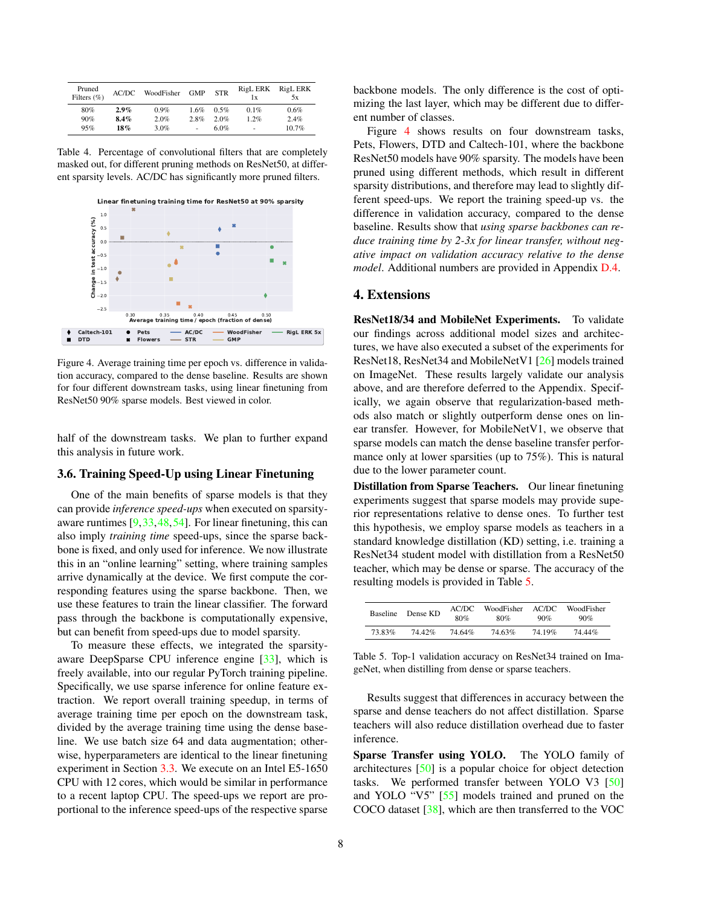| Pruned Filters (%) | AC/DC | WoodFisher | GMP | STR | RigL ERK 1x | RigL ERK 5x |
|---|---|---|---|---|---|---|
| 80% | **2.9%** | 0.9% | 1.6% | 0.5% | 0.1% | 0.6% |
| 90% | **8.4%** | 2.0% | 2.8% | 2.0% | 1.2% | 2.4% |
| 95% | **18%** | 3.0% | - | 6.0% | - | 10.7% |

Table 4. Percentage of convolutional filters that are completely masked out, for different pruning methods on ResNet50, at different sparsity levels. AC/DC has significantly more pruned filters.

Figure 4. Average training time per epoch vs. difference in validation accuracy, compared to the dense baseline. Results are shown for four different downstream tasks, using linear finetuning from ResNet50 90% sparse models. Best viewed in color.

half of the downstream tasks. We plan to further expand this analysis in future work.

### 3.6. Training Speed-Up using Linear Finetuning

One of the main benefits of sparse models is that they can provide *inference speed-ups* when executed on sparsity-aware runtimes [9,33,48,54]. For linear finetuning, this can also imply *training time* speed-ups, since the sparse backbone is fixed, and only used for inference. We now illustrate this in an "online learning" setting, where training samples arrive dynamically at the device. We first compute the corresponding features using the sparse backbone. Then, we use these features to train the linear classifier. The forward pass through the backbone is computationally expensive, but can benefit from speed-ups due to model sparsity.

To measure these effects, we integrated the sparsity-aware DeepSparse CPU inference engine [33], which is freely available, into our regular PyTorch training pipeline. Specifically, we use sparse inference for online feature extraction. We report overall training speedup, in terms of average training time per epoch on the downstream task, divided by the average training time using the dense baseline. We use batch size 64 and data augmentation; otherwise, hyperparameters are identical to the linear finetuning experiment in Section 3.3. We execute on an Intel E5-1650 CPU with 12 cores, which would be similar in performance to a recent laptop CPU. The speed-ups we report are proportional to the inference speed-ups of the respective sparse backbone models. The only difference is the cost of optimizing the last layer, which may be different due to different number of classes.

Figure 4 shows results on four downstream tasks, Pets, Flowers, DTD and Caltech-101, where the backbone ResNet50 models have 90% sparsity. The models have been pruned using different methods, which result in different sparsity distributions, and therefore may lead to slightly different speed-ups. We report the training speed-up vs. the difference in validation accuracy, compared to the dense baseline. Results show that *using sparse backbones can reduce training time by 2-3x for linear transfer, without negative impact on validation accuracy relative to the dense model*. Additional numbers are provided in Appendix D.4.

## 4. Extensions

**ResNet18/34 and MobileNet Experiments.** To validate our findings across additional model sizes and architectures, we have also executed a subset of the experiments for ResNet18, ResNet34 and MobileNetV1 [26] models trained on ImageNet. These results largely validate our analysis above, and are therefore deferred to the Appendix. Specifically, we again observe that regularization-based methods also match or slightly outperform dense ones on linear transfer. However, for MobileNetV1, we observe that sparse models can match the dense baseline transfer performance only at lower sparsities (up to 75%). This is natural due to the lower parameter count.

**Distillation from Sparse Teachers.** Our linear finetuning experiments suggest that sparse models may provide superior representations relative to dense ones. To further test this hypothesis, we employ sparse models as teachers in a standard knowledge distillation (KD) setting, i.e. training a ResNet34 student model with distillation from a ResNet50 teacher, which may be dense or sparse. The accuracy of the resulting models is provided in Table 5.

| Baseline | Dense KD | AC/DC 80% | WoodFisher 80% | AC/DC 90% | WoodFisher 90% |
|---|---|---|---|---|---|
| 73.83% | 74.42% | 74.64% | 74.63% | 74.19% | 74.44% |

Table 5. Top-1 validation accuracy on ResNet34 trained on ImageNet, when distilling from dense or sparse teachers.

Results suggest that differences in accuracy between the sparse and dense teachers do not affect distillation. Sparse teachers will also reduce distillation overhead due to faster inference.

**Sparse Transfer using YOLO.** The YOLO family of architectures [50] is a popular choice for object detection tasks. We performed transfer between YOLO V3 [50] and YOLO "V5" [55] models trained and pruned on the COCO dataset [38], which are then transferred to the VOC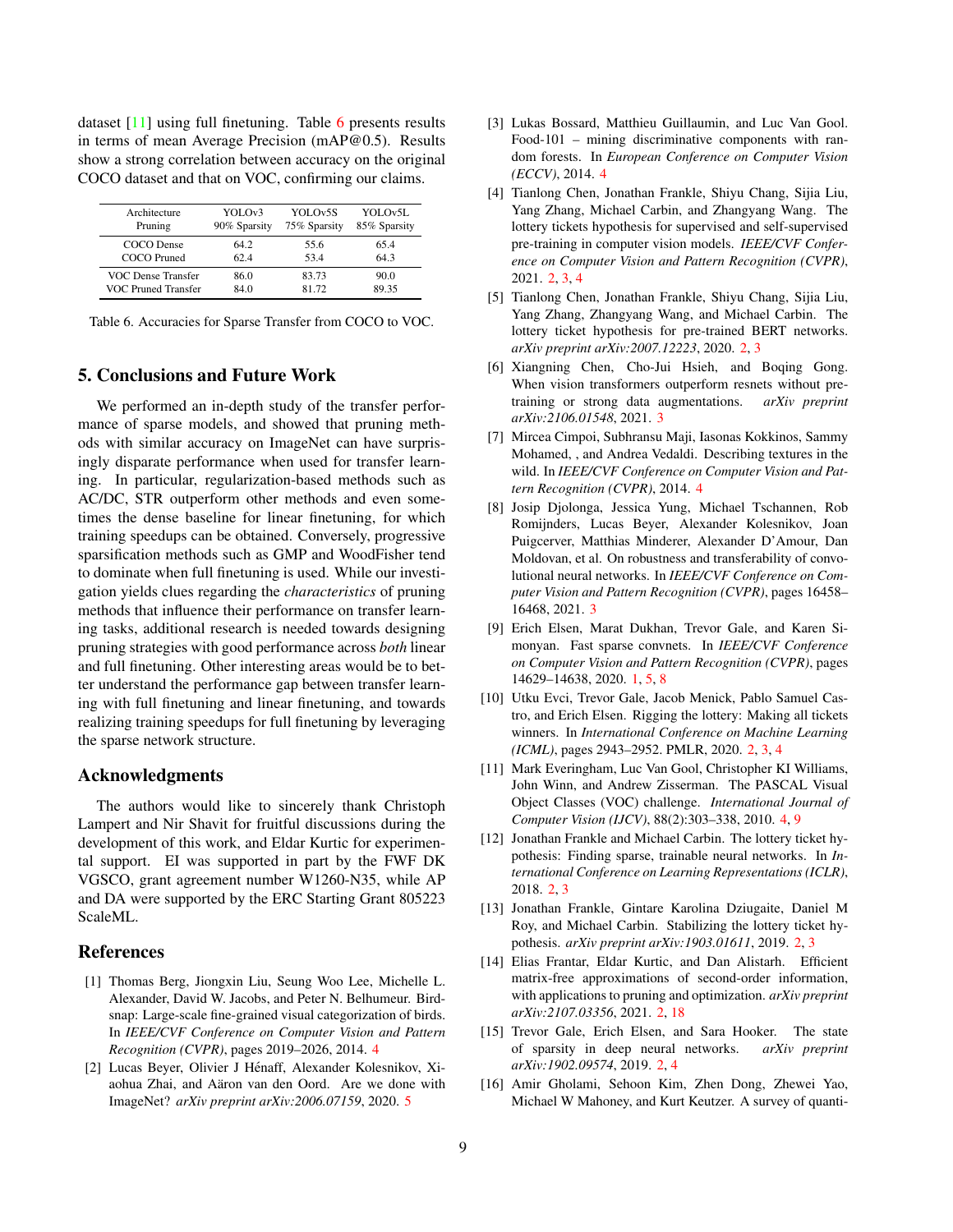dataset [11] using full finetuning. Table 6 presents results in terms of mean Average Precision (mAP@0.5). Results show a strong correlation between accuracy on the original COCO dataset and that on VOC, confirming our claims.

| Architecture<br>Pruning | YOLOv3<br>90% Sparsity | YOLOv5S<br>75% Sparsity | YOLOv5L<br>85% Sparsity |
|---|---|---|---|
| COCO Dense | 64.2 | 55.6 | 65.4 |
| COCO Pruned | 62.4 | 53.4 | 64.3 |
| VOC Dense Transfer | 86.0 | 83.73 | 90.0 |
| VOC Pruned Transfer | 84.0 | 81.72 | 89.35 |

Table 6. Accuracies for Sparse Transfer from COCO to VOC.

## 5. Conclusions and Future Work

We performed an in-depth study of the transfer performance of sparse models, and showed that pruning methods with similar accuracy on ImageNet can have surprisingly disparate performance when used for transfer learning. In particular, regularization-based methods such as AC/DC, STR outperform other methods and even sometimes the dense baseline for linear finetuning, for which training speedups can be obtained. Conversely, progressive sparsification methods such as GMP and WoodFisher tend to dominate when full finetuning is used. While our investigation yields clues regarding the *characteristics* of pruning methods that influence their performance on transfer learning tasks, additional research is needed towards designing pruning strategies with good performance across *both* linear and full finetuning. Other interesting areas would be to better understand the performance gap between transfer learning with full finetuning and linear finetuning, and towards realizing training speedups for full finetuning by leveraging the sparse network structure.

## Acknowledgments

The authors would like to sincerely thank Christoph Lampert and Nir Shavit for fruitful discussions during the development of this work, and Eldar Kurtic for experimental support. EI was supported in part by the FWF DK VGSCO, grant agreement number W1260-N35, while AP and DA were supported by the ERC Starting Grant 805223 ScaleML.

## References

[1] Thomas Berg, Jiongxin Liu, Seung Woo Lee, Michelle L. Alexander, David W. Jacobs, and Peter N. Belhumeur. Birdsnap: Large-scale fine-grained visual categorization of birds. In *IEEE/CVF Conference on Computer Vision and Pattern Recognition (CVPR)*, pages 2019–2026, 2014. 4

[2] Lucas Beyer, Olivier J Hénaff, Alexander Kolesnikov, Xiaohua Zhai, and Aäron van den Oord. Are we done with ImageNet? *arXiv preprint arXiv:2006.07159*, 2020. 5

[3] Lukas Bossard, Matthieu Guillaumin, and Luc Van Gool. Food-101 – mining discriminative components with random forests. In *European Conference on Computer Vision (ECCV)*, 2014. 4

[4] Tianlong Chen, Jonathan Frankle, Shiyu Chang, Sijia Liu, Yang Zhang, Michael Carbin, and Zhangyang Wang. The lottery tickets hypothesis for supervised and self-supervised pre-training in computer vision models. *IEEE/CVF Conference on Computer Vision and Pattern Recognition (CVPR)*, 2021. 2, 3, 4

[5] Tianlong Chen, Jonathan Frankle, Shiyu Chang, Sijia Liu, Yang Zhang, Zhangyang Wang, and Michael Carbin. The lottery ticket hypothesis for pre-trained BERT networks. *arXiv preprint arXiv:2007.12223*, 2020. 2, 3

[6] Xiangning Chen, Cho-Jui Hsieh, and Boqing Gong. When vision transformers outperform resnets without pretraining or strong data augmentations. *arXiv preprint arXiv:2106.01548*, 2021. 3

[7] Mircea Cimpoi, Subhransu Maji, Iasonas Kokkinos, Sammy Mohamed, , and Andrea Vedaldi. Describing textures in the wild. In *IEEE/CVF Conference on Computer Vision and Pattern Recognition (CVPR)*, 2014. 4

[8] Josip Djolonga, Jessica Yung, Michael Tschannen, Rob Romijnders, Lucas Beyer, Alexander Kolesnikov, Joan Puigcerver, Matthias Minderer, Alexander D'Amour, Dan Moldovan, et al. On robustness and transferability of convolutional neural networks. In *IEEE/CVF Conference on Computer Vision and Pattern Recognition (CVPR)*, pages 16458–16468, 2021. 3

[9] Erich Elsen, Marat Dukhan, Trevor Gale, and Karen Simonyan. Fast sparse convnets. In *IEEE/CVF Conference on Computer Vision and Pattern Recognition (CVPR)*, pages 14629–14638, 2020. 1, 5, 8

[10] Utku Evci, Trevor Gale, Jacob Menick, Pablo Samuel Castro, and Erich Elsen. Rigging the lottery: Making all tickets winners. In *International Conference on Machine Learning (ICML)*, pages 2943–2952. PMLR, 2020. 2, 3, 4

[11] Mark Everingham, Luc Van Gool, Christopher KI Williams, John Winn, and Andrew Zisserman. The PASCAL Visual Object Classes (VOC) challenge. *International Journal of Computer Vision (IJCV)*, 88(2):303–338, 2010. 4, 9

[12] Jonathan Frankle and Michael Carbin. The lottery ticket hypothesis: Finding sparse, trainable neural networks. In *International Conference on Learning Representations (ICLR)*, 2018. 2, 3

[13] Jonathan Frankle, Gintare Karolina Dziugaite, Daniel M Roy, and Michael Carbin. Stabilizing the lottery ticket hypothesis. *arXiv preprint arXiv:1903.01611*, 2019. 2, 3

[14] Elias Frantar, Eldar Kurtic, and Dan Alistarh. Efficient matrix-free approximations of second-order information, with applications to pruning and optimization. *arXiv preprint arXiv:2107.03356*, 2021. 2, 18

[15] Trevor Gale, Erich Elsen, and Sara Hooker. The state of sparsity in deep neural networks. *arXiv preprint arXiv:1902.09574*, 2019. 2, 4

[16] Amir Gholami, Sehoon Kim, Zhen Dong, Zhewei Yao, Michael W Mahoney, and Kurt Keutzer. A survey of quanti-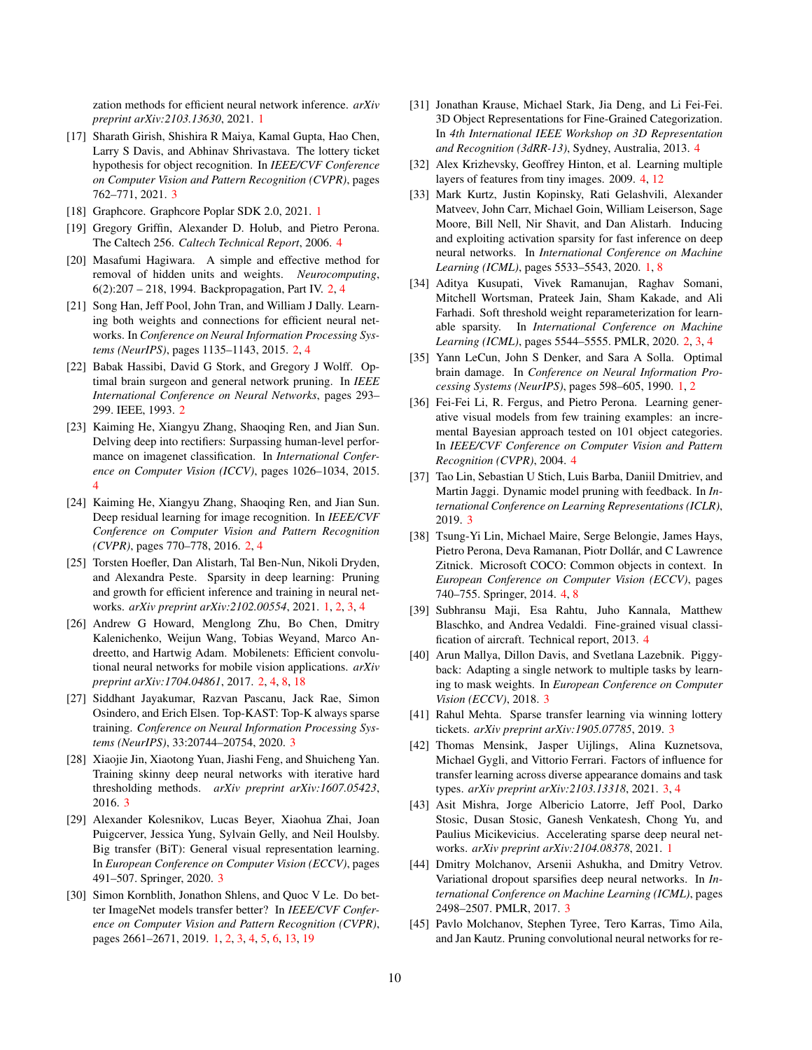zation methods for efficient neural network inference. *arXiv preprint arXiv:2103.13630*, 2021. 1

[17] Sharath Girish, Shishira R Maiya, Kamal Gupta, Hao Chen, Larry S Davis, and Abhinav Shrivastava. The lottery ticket hypothesis for object recognition. In *IEEE/CVF Conference on Computer Vision and Pattern Recognition (CVPR)*, pages 762–771, 2021. 3

[18] Graphcore. Graphcore Poplar SDK 2.0, 2021. 1

[19] Gregory Griffin, Alexander D. Holub, and Pietro Perona. The Caltech 256. *Caltech Technical Report*, 2006. 4

[20] Masafumi Hagiwara. A simple and effective method for removal of hidden units and weights. *Neurocomputing*, 6(2):207 – 218, 1994. Backpropagation, Part IV. 2, 4

[21] Song Han, Jeff Pool, John Tran, and William J Dally. Learning both weights and connections for efficient neural networks. In *Conference on Neural Information Processing Systems (NeurIPS)*, pages 1135–1143, 2015. 2, 4

[22] Babak Hassibi, David G Stork, and Gregory J Wolff. Optimal brain surgeon and general network pruning. In *IEEE International Conference on Neural Networks*, pages 293–299. IEEE, 1993. 2

[23] Kaiming He, Xiangyu Zhang, Shaoqing Ren, and Jian Sun. Delving deep into rectifiers: Surpassing human-level performance on imagenet classification. In *International Conference on Computer Vision (ICCV)*, pages 1026–1034, 2015. 4

[24] Kaiming He, Xiangyu Zhang, Shaoqing Ren, and Jian Sun. Deep residual learning for image recognition. In *IEEE/CVF Conference on Computer Vision and Pattern Recognition (CVPR)*, pages 770–778, 2016. 2, 4

[25] Torsten Hoefler, Dan Alistarh, Tal Ben-Nun, Nikoli Dryden, and Alexandra Peste. Sparsity in deep learning: Pruning and growth for efficient inference and training in neural networks. *arXiv preprint arXiv:2102.00554*, 2021. 1, 2, 3, 4

[26] Andrew G Howard, Menglong Zhu, Bo Chen, Dmitry Kalenichenko, Weijun Wang, Tobias Weyand, Marco Andreetto, and Hartwig Adam. Mobilenets: Efficient convolutional neural networks for mobile vision applications. *arXiv preprint arXiv:1704.04861*, 2017. 2, 4, 8, 18

[27] Siddhant Jayakumar, Razvan Pascanu, Jack Rae, Simon Osindero, and Erich Elsen. Top-KAST: Top-K always sparse training. *Conference on Neural Information Processing Systems (NeurIPS)*, 33:20744–20754, 2020. 3

[28] Xiaojie Jin, Xiaotong Yuan, Jiashi Feng, and Shuicheng Yan. Training skinny deep neural networks with iterative hard thresholding methods. *arXiv preprint arXiv:1607.05423*, 2016. 3

[29] Alexander Kolesnikov, Lucas Beyer, Xiaohua Zhai, Joan Puigcerver, Jessica Yung, Sylvain Gelly, and Neil Houlsby. Big transfer (BiT): General visual representation learning. In *European Conference on Computer Vision (ECCV)*, pages 491–507. Springer, 2020. 3

[30] Simon Kornblith, Jonathon Shlens, and Quoc V Le. Do better ImageNet models transfer better? In *IEEE/CVF Conference on Computer Vision and Pattern Recognition (CVPR)*, pages 2661–2671, 2019. 1, 2, 3, 4, 5, 6, 13, 19

[31] Jonathan Krause, Michael Stark, Jia Deng, and Li Fei-Fei. 3D Object Representations for Fine-Grained Categorization. In *4th International IEEE Workshop on 3D Representation and Recognition (3dRR-13)*, Sydney, Australia, 2013. 4

[32] Alex Krizhevsky, Geoffrey Hinton, et al. Learning multiple layers of features from tiny images. 2009. 4, 12

[33] Mark Kurtz, Justin Kopinsky, Rati Gelashvili, Alexander Matveev, John Carr, Michael Goin, William Leiserson, Sage Moore, Bill Nell, Nir Shavit, and Dan Alistarh. Inducing and exploiting activation sparsity for fast inference on deep neural networks. In *International Conference on Machine Learning (ICML)*, pages 5533–5543, 2020. 1, 8

[34] Aditya Kusupati, Vivek Ramanujan, Raghav Somani, Mitchell Wortsman, Prateek Jain, Sham Kakade, and Ali Farhadi. Soft threshold weight reparameterization for learnable sparsity. In *International Conference on Machine Learning (ICML)*, pages 5544–5555. PMLR, 2020. 2, 3, 4

[35] Yann LeCun, John S Denker, and Sara A Solla. Optimal brain damage. In *Conference on Neural Information Processing Systems (NeurIPS)*, pages 598–605, 1990. 1, 2

[36] Fei-Fei Li, R. Fergus, and Pietro Perona. Learning generative visual models from few training examples: an incremental Bayesian approach tested on 101 object categories. In *IEEE/CVF Conference on Computer Vision and Pattern Recognition (CVPR)*, 2004. 4

[37] Tao Lin, Sebastian U Stich, Luis Barba, Daniil Dmitriev, and Martin Jaggi. Dynamic model pruning with feedback. In *International Conference on Learning Representations (ICLR)*, 2019. 3

[38] Tsung-Yi Lin, Michael Maire, Serge Belongie, James Hays, Pietro Perona, Deva Ramanan, Piotr Dollár, and C Lawrence Zitnick. Microsoft COCO: Common objects in context. In *European Conference on Computer Vision (ECCV)*, pages 740–755. Springer, 2014. 4, 8

[39] Subhransu Maji, Esa Rahtu, Juho Kannala, Matthew Blaschko, and Andrea Vedaldi. Fine-grained visual classification of aircraft. Technical report, 2013. 4

[40] Arun Mallya, Dillon Davis, and Svetlana Lazebnik. Piggyback: Adapting a single network to multiple tasks by learning to mask weights. In *European Conference on Computer Vision (ECCV)*, 2018. 3

[41] Rahul Mehta. Sparse transfer learning via winning lottery tickets. *arXiv preprint arXiv:1905.07785*, 2019. 3

[42] Thomas Mensink, Jasper Uijlings, Alina Kuznetsova, Michael Gygli, and Vittorio Ferrari. Factors of influence for transfer learning across diverse appearance domains and task types. *arXiv preprint arXiv:2103.13318*, 2021. 3, 4

[43] Asit Mishra, Jorge Albericio Latorre, Jeff Pool, Darko Stosic, Dusan Stosic, Ganesh Venkatesh, Chong Yu, and Paulius Micikevicius. Accelerating sparse deep neural networks. *arXiv preprint arXiv:2104.08378*, 2021. 1

[44] Dmitry Molchanov, Arsenii Ashukha, and Dmitry Vetrov. Variational dropout sparsifies deep neural networks. In *International Conference on Machine Learning (ICML)*, pages 2498–2507. PMLR, 2017. 3

[45] Pavlo Molchanov, Stephen Tyree, Tero Karras, Timo Aila, and Jan Kautz. Pruning convolutional neural networks for re-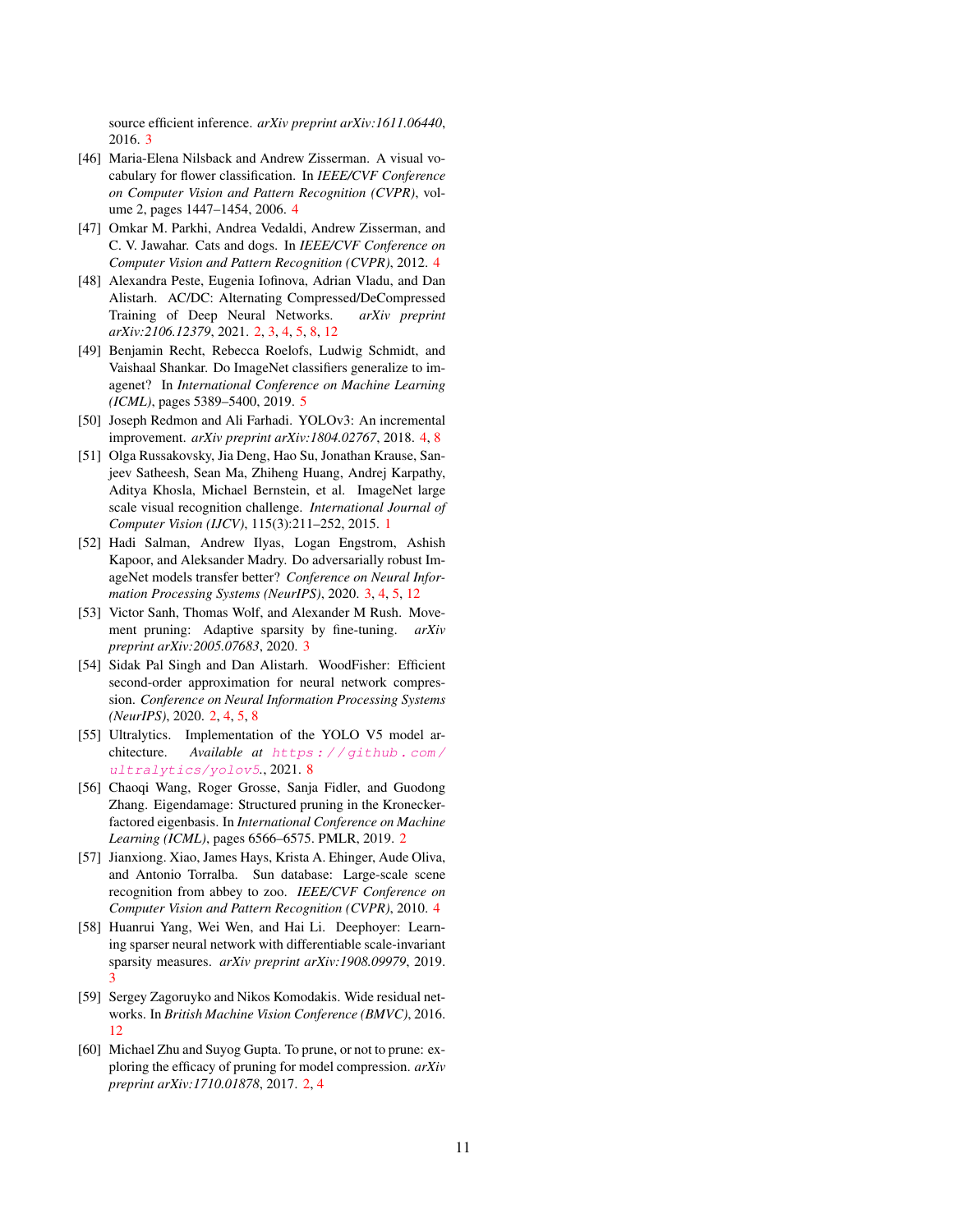source efficient inference. *arXiv preprint arXiv:1611.06440*, 2016. 3

[46] Maria-Elena Nilsback and Andrew Zisserman. A visual vocabulary for flower classification. In *IEEE/CVF Conference on Computer Vision and Pattern Recognition (CVPR)*, volume 2, pages 1447–1454, 2006. 4

[47] Omkar M. Parkhi, Andrea Vedaldi, Andrew Zisserman, and C. V. Jawahar. Cats and dogs. In *IEEE/CVF Conference on Computer Vision and Pattern Recognition (CVPR)*, 2012. 4

[48] Alexandra Peste, Eugenia Iofinova, Adrian Vladu, and Dan Alistarh. AC/DC: Alternating Compressed/DeCompressed Training of Deep Neural Networks. *arXiv preprint arXiv:2106.12379*, 2021. 2, 3, 4, 5, 8, 12

[49] Benjamin Recht, Rebecca Roelofs, Ludwig Schmidt, and Vaishaal Shankar. Do ImageNet classifiers generalize to imagenet? In *International Conference on Machine Learning (ICML)*, pages 5389–5400, 2019. 5

[50] Joseph Redmon and Ali Farhadi. YOLOv3: An incremental improvement. *arXiv preprint arXiv:1804.02767*, 2018. 4, 8

[51] Olga Russakovsky, Jia Deng, Hao Su, Jonathan Krause, Sanjeev Satheesh, Sean Ma, Zhiheng Huang, Andrej Karpathy, Aditya Khosla, Michael Bernstein, et al. ImageNet large scale visual recognition challenge. *International Journal of Computer Vision (IJCV)*, 115(3):211–252, 2015. 1

[52] Hadi Salman, Andrew Ilyas, Logan Engstrom, Ashish Kapoor, and Aleksander Madry. Do adversarially robust ImageNet models transfer better? *Conference on Neural Information Processing Systems (NeurIPS)*, 2020. 3, 4, 5, 12

[53] Victor Sanh, Thomas Wolf, and Alexander M Rush. Movement pruning: Adaptive sparsity by fine-tuning. *arXiv preprint arXiv:2005.07683*, 2020. 3

[54] Sidak Pal Singh and Dan Alistarh. WoodFisher: Efficient second-order approximation for neural network compression. *Conference on Neural Information Processing Systems (NeurIPS)*, 2020. 2, 4, 5, 8

[55] Ultralytics. Implementation of the YOLO V5 model architecture. *Available at* `https://github.com/ultralytics/yolov5`., 2021. 8

[56] Chaoqi Wang, Roger Grosse, Sanja Fidler, and Guodong Zhang. Eigendamage: Structured pruning in the Kronecker-factored eigenbasis. In *International Conference on Machine Learning (ICML)*, pages 6566–6575. PMLR, 2019. 2

[57] Jianxiong. Xiao, James Hays, Krista A. Ehinger, Aude Oliva, and Antonio Torralba. Sun database: Large-scale scene recognition from abbey to zoo. *IEEE/CVF Conference on Computer Vision and Pattern Recognition (CVPR)*, 2010. 4

[58] Huanrui Yang, Wei Wen, and Hai Li. Deephoyer: Learning sparser neural network with differentiable scale-invariant sparsity measures. *arXiv preprint arXiv:1908.09979*, 2019. 3

[59] Sergey Zagoruyko and Nikos Komodakis. Wide residual networks. In *British Machine Vision Conference (BMVC)*, 2016. 12

[60] Michael Zhu and Suyog Gupta. To prune, or not to prune: exploring the efficacy of pruning for model compression. *arXiv preprint arXiv:1710.01878*, 2017. 2, 4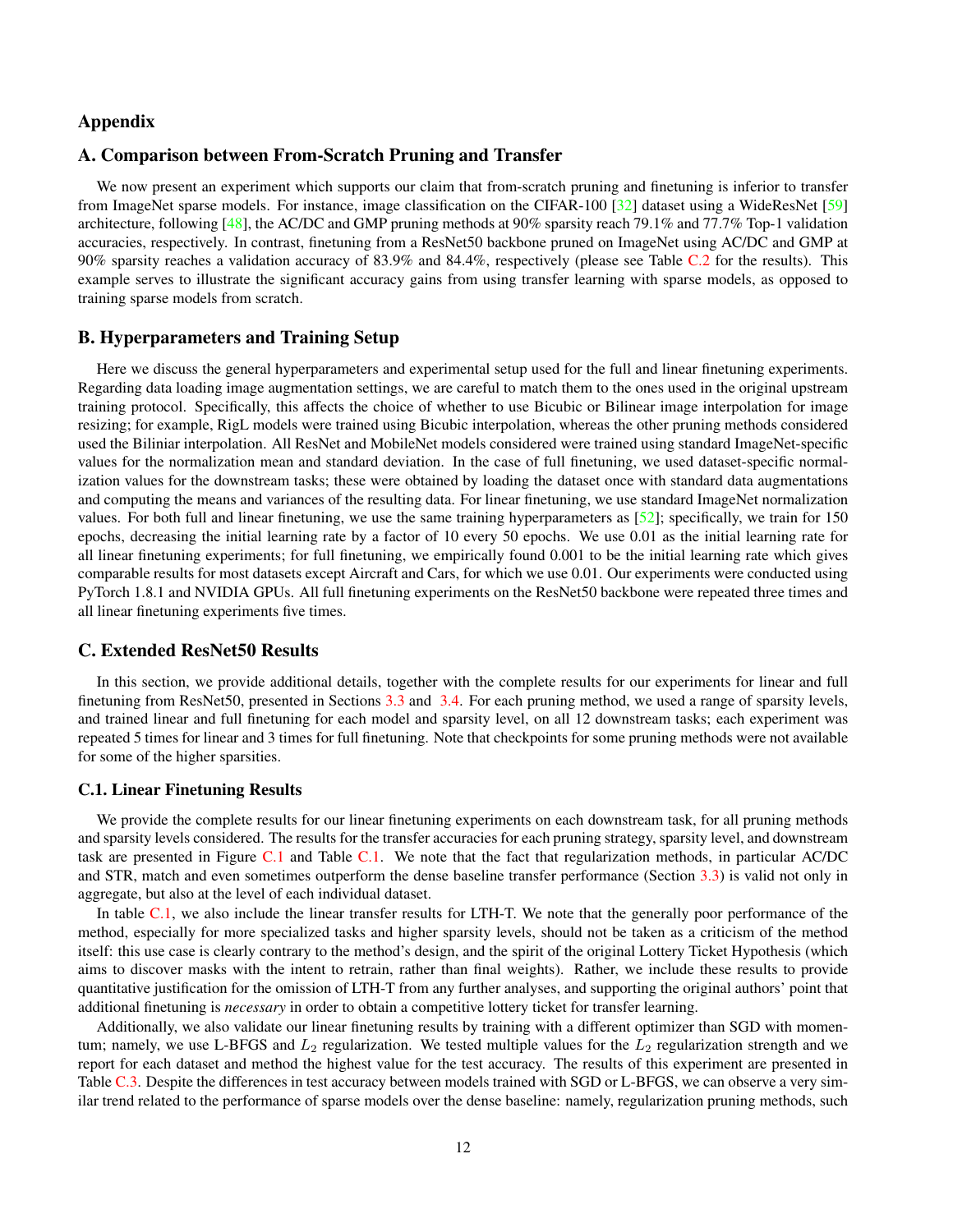# Appendix

## A. Comparison between From-Scratch Pruning and Transfer

We now present an experiment which supports our claim that from-scratch pruning and finetuning is inferior to transfer from ImageNet sparse models. For instance, image classification on the CIFAR-100 [32] dataset using a WideResNet [59] architecture, following [48], the AC/DC and GMP pruning methods at 90% sparsity reach 79.1% and 77.7% Top-1 validation accuracies, respectively. In contrast, finetuning from a ResNet50 backbone pruned on ImageNet using AC/DC and GMP at 90% sparsity reaches a validation accuracy of 83.9% and 84.4%, respectively (please see Table C.2 for the results). This example serves to illustrate the significant accuracy gains from using transfer learning with sparse models, as opposed to training sparse models from scratch.

## B. Hyperparameters and Training Setup

Here we discuss the general hyperparameters and experimental setup used for the full and linear finetuning experiments. Regarding data loading image augmentation settings, we are careful to match them to the ones used in the original upstream training protocol. Specifically, this affects the choice of whether to use Bicubic or Bilinear image interpolation for image resizing; for example, RigL models were trained using Bicubic interpolation, whereas the other pruning methods considered used the Biliniar interpolation. All ResNet and MobileNet models considered were trained using standard ImageNet-specific values for the normalization mean and standard deviation. In the case of full finetuning, we used dataset-specific normalization values for the downstream tasks; these were obtained by loading the dataset once with standard data augmentations and computing the means and variances of the resulting data. For linear finetuning, we use standard ImageNet normalization values. For both full and linear finetuning, we use the same training hyperparameters as [52]; specifically, we train for 150 epochs, decreasing the initial learning rate by a factor of 10 every 50 epochs. We use 0.01 as the initial learning rate for all linear finetuning experiments; for full finetuning, we empirically found 0.001 to be the initial learning rate which gives comparable results for most datasets except Aircraft and Cars, for which we use 0.01. Our experiments were conducted using PyTorch 1.8.1 and NVIDIA GPUs. All full finetuning experiments on the ResNet50 backbone were repeated three times and all linear finetuning experiments five times.

## C. Extended ResNet50 Results

In this section, we provide additional details, together with the complete results for our experiments for linear and full finetuning from ResNet50, presented in Sections 3.3 and 3.4. For each pruning method, we used a range of sparsity levels, and trained linear and full finetuning for each model and sparsity level, on all 12 downstream tasks; each experiment was repeated 5 times for linear and 3 times for full finetuning. Note that checkpoints for some pruning methods were not available for some of the higher sparsities.

### C.1. Linear Finetuning Results

We provide the complete results for our linear finetuning experiments on each downstream task, for all pruning methods and sparsity levels considered. The results for the transfer accuracies for each pruning strategy, sparsity level, and downstream task are presented in Figure C.1 and Table C.1. We note that the fact that regularization methods, in particular AC/DC and STR, match and even sometimes outperform the dense baseline transfer performance (Section 3.3) is valid not only in aggregate, but also at the level of each individual dataset.

In table C.1, we also include the linear transfer results for LTH-T. We note that the generally poor performance of the method, especially for more specialized tasks and higher sparsity levels, should not be taken as a criticism of the method itself: this use case is clearly contrary to the method's design, and the spirit of the original Lottery Ticket Hypothesis (which aims to discover masks with the intent to retrain, rather than final weights). Rather, we include these results to provide quantitative justification for the omission of LTH-T from any further analyses, and supporting the original authors' point that additional finetuning is *necessary* in order to obtain a competitive lottery ticket for transfer learning.

Additionally, we also validate our linear finetuning results by training with a different optimizer than SGD with momentum; namely, we use L-BFGS and $L_2$ regularization. We tested multiple values for the $L_2$ regularization strength and we report for each dataset and method the highest value for the test accuracy. The results of this experiment are presented in Table C.3. Despite the differences in test accuracy between models trained with SGD or L-BFGS, we can observe a very similar trend related to the performance of sparse models over the dense baseline: namely, regularization pruning methods, such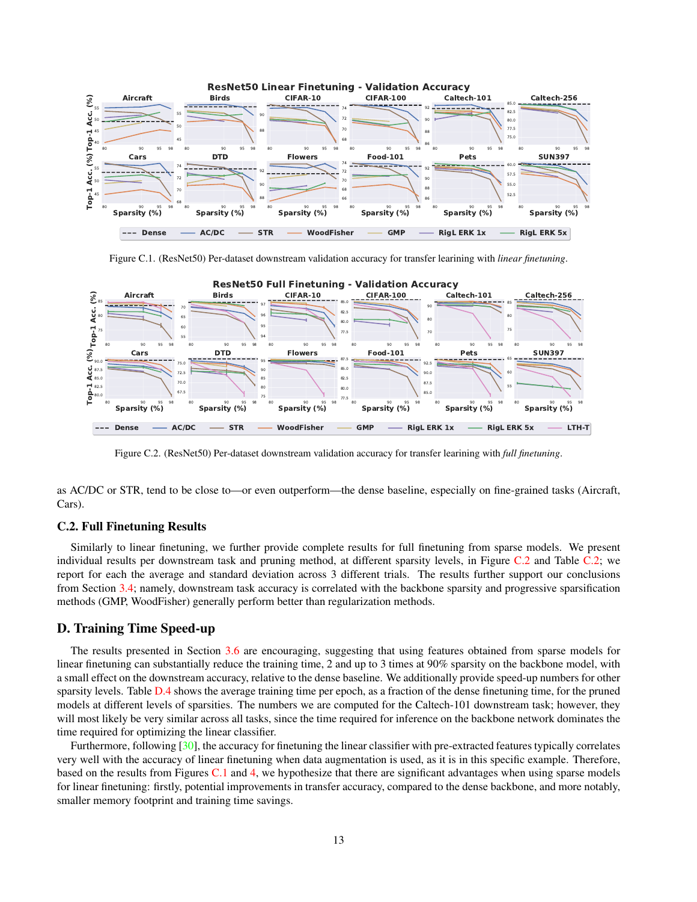Figure C.1. (ResNet50) Per-dataset downstream validation accuracy for transfer learining with *linear finetuning*.

Figure C.2. (ResNet50) Per-dataset downstream validation accuracy for transfer learining with *full finetuning*.

as AC/DC or STR, tend to be close to—or even outperform—the dense baseline, especially on fine-grained tasks (Aircraft, Cars).

### C.2. Full Finetuning Results

Similarly to linear finetuning, we further provide complete results for full finetuning from sparse models. We present individual results per downstream task and pruning method, at different sparsity levels, in Figure C.2 and Table C.2; we report for each the average and standard deviation across 3 different trials. The results further support our conclusions from Section 3.4; namely, downstream task accuracy is correlated with the backbone sparsity and progressive sparsification methods (GMP, WoodFisher) generally perform better than regularization methods.

## D. Training Time Speed-up

The results presented in Section 3.6 are encouraging, suggesting that using features obtained from sparse models for linear finetuning can substantially reduce the training time, 2 and up to 3 times at 90% sparsity on the backbone model, with a small effect on the downstream accuracy, relative to the dense baseline. We additionally provide speed-up numbers for other sparsity levels. Table D.4 shows the average training time per epoch, as a fraction of the dense finetuning time, for the pruned models at different levels of sparsities. The numbers we are computed for the Caltech-101 downstream task; however, they will most likely be very similar across all tasks, since the time required for inference on the backbone network dominates the time required for optimizing the linear classifier.

Furthermore, following [30], the accuracy for finetuning the linear classifier with pre-extracted features typically correlates very well with the accuracy of linear finetuning when data augmentation is used, as it is in this specific example. Therefore, based on the results from Figures C.1 and 4, we hypothesize that there are significant advantages when using sparse models for linear finetuning: firstly, potential improvements in transfer accuracy, compared to the dense backbone, and more notably, smaller memory footprint and training time savings.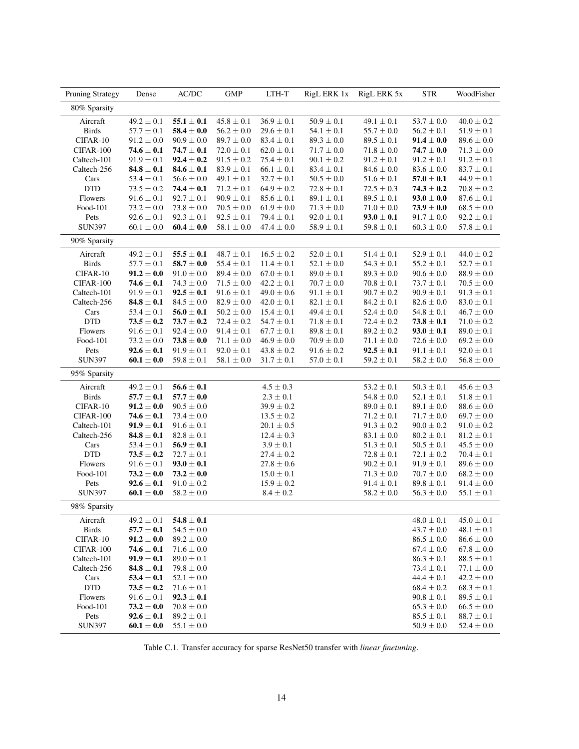| Pruning Strategy | Dense | AC/DC | GMP | LTH-T | RigL ERK 1x | RigL ERK 5x | STR | WoodFisher |
|---|---|---|---|---|---|---|---|---|
| 80% Sparsity | | | | | | | | |
| Aircraft | $49.2 \pm 0.1$ | $\mathbf{55.1 \pm 0.1}$ | $45.8 \pm 0.1$ | $36.9 \pm 0.1$ | $50.9 \pm 0.1$ | $49.1 \pm 0.1$ | $53.7 \pm 0.0$ | $40.0 \pm 0.2$ |
| Birds | $57.7 \pm 0.1$ | $\mathbf{58.4 \pm 0.0}$ | $56.2 \pm 0.0$ | $29.6 \pm 0.1$ | $54.1 \pm 0.1$ | $55.7 \pm 0.0$ | $56.2 \pm 0.1$ | $51.9 \pm 0.1$ |
| CIFAR-10 | $91.2 \pm 0.0$ | $90.9 \pm 0.0$ | $89.7 \pm 0.0$ | $83.4 \pm 0.1$ | $89.3 \pm 0.0$ | $89.5 \pm 0.1$ | $\mathbf{91.4 \pm 0.0}$ | $89.6 \pm 0.0$ |
| CIFAR-100 | $\mathbf{74.6 \pm 0.1}$ | $\mathbf{74.7 \pm 0.1}$ | $72.0 \pm 0.1$ | $62.0 \pm 0.1$ | $71.7 \pm 0.0$ | $71.8 \pm 0.0$ | $\mathbf{74.7 \pm 0.0}$ | $71.3 \pm 0.0$ |
| Caltech-101 | $91.9 \pm 0.1$ | $\mathbf{92.4 \pm 0.2}$ | $91.5 \pm 0.2$ | $75.4 \pm 0.1$ | $90.1 \pm 0.2$ | $91.2 \pm 0.1$ | $91.2 \pm 0.1$ | $91.2 \pm 0.1$ |
| Caltech-256 | $\mathbf{84.8 \pm 0.1}$ | $\mathbf{84.6 \pm 0.1}$ | $83.9 \pm 0.1$ | $66.1 \pm 0.1$ | $83.4 \pm 0.1$ | $84.6 \pm 0.0$ | $83.6 \pm 0.0$ | $83.7 \pm 0.1$ |
| Cars | $53.4 \pm 0.1$ | $56.6 \pm 0.0$ | $49.1 \pm 0.1$ | $32.7 \pm 0.1$ | $50.5 \pm 0.0$ | $51.6 \pm 0.1$ | $\mathbf{57.0 \pm 0.1}$ | $44.9 \pm 0.1$ |
| DTD | $73.5 \pm 0.2$ | $\mathbf{74.4 \pm 0.1}$ | $71.2 \pm 0.1$ | $64.9 \pm 0.2$ | $72.8 \pm 0.1$ | $72.5 \pm 0.3$ | $\mathbf{74.3 \pm 0.2}$ | $70.8 \pm 0.2$ |
| Flowers | $91.6 \pm 0.1$ | $92.7 \pm 0.1$ | $90.9 \pm 0.1$ | $85.6 \pm 0.1$ | $89.1 \pm 0.1$ | $89.5 \pm 0.1$ | $\mathbf{93.0 \pm 0.0}$ | $87.6 \pm 0.1$ |
| Food-101 | $73.2 \pm 0.0$ | $73.8 \pm 0.0$ | $70.5 \pm 0.0$ | $61.9 \pm 0.0$ | $71.3 \pm 0.0$ | $71.0 \pm 0.0$ | $\mathbf{73.9 \pm 0.0}$ | $68.5 \pm 0.0$ |
| Pets | $92.6 \pm 0.1$ | $92.3 \pm 0.1$ | $92.5 \pm 0.1$ | $79.4 \pm 0.1$ | $92.0 \pm 0.1$ | $\mathbf{93.0 \pm 0.1}$ | $91.7 \pm 0.0$ | $92.2 \pm 0.1$ |
| SUN397 | $60.1 \pm 0.0$ | $\mathbf{60.4 \pm 0.0}$ | $58.1 \pm 0.0$ | $47.4 \pm 0.0$ | $58.9 \pm 0.1$ | $59.8 \pm 0.1$ | $60.3 \pm 0.0$ | $57.8 \pm 0.1$ |
| 90% Sparsity | | | | | | | | |
| Aircraft | $49.2 \pm 0.1$ | $\mathbf{55.5 \pm 0.1}$ | $48.7 \pm 0.1$ | $16.5 \pm 0.2$ | $52.0 \pm 0.1$ | $51.4 \pm 0.1$ | $52.9 \pm 0.1$ | $44.0 \pm 0.2$ |
| Birds | $57.7 \pm 0.1$ | $\mathbf{58.7 \pm 0.0}$ | $55.4 \pm 0.1$ | $11.4 \pm 0.1$ | $52.1 \pm 0.0$ | $54.3 \pm 0.1$ | $55.2 \pm 0.1$ | $52.7 \pm 0.1$ |
| CIFAR-10 | $\mathbf{91.2 \pm 0.0}$ | $91.0 \pm 0.0$ | $89.4 \pm 0.0$ | $67.0 \pm 0.1$ | $89.0 \pm 0.1$ | $89.3 \pm 0.0$ | $90.6 \pm 0.0$ | $88.9 \pm 0.0$ |
| CIFAR-100 | $\mathbf{74.6 \pm 0.1}$ | $74.3 \pm 0.0$ | $71.5 \pm 0.0$ | $42.2 \pm 0.1$ | $70.7 \pm 0.0$ | $70.8 \pm 0.1$ | $73.7 \pm 0.1$ | $70.5 \pm 0.0$ |
| Caltech-101 | $91.9 \pm 0.1$ | $\mathbf{92.5 \pm 0.1}$ | $91.6 \pm 0.1$ | $49.0 \pm 0.6$ | $91.1 \pm 0.1$ | $90.7 \pm 0.2$ | $90.9 \pm 0.1$ | $91.3 \pm 0.1$ |
| Caltech-256 | $\mathbf{84.8 \pm 0.1}$ | $84.5 \pm 0.0$ | $82.9 \pm 0.0$ | $42.0 \pm 0.1$ | $82.1 \pm 0.1$ | $84.2 \pm 0.1$ | $82.6 \pm 0.0$ | $83.0 \pm 0.1$ |
| Cars | $53.4 \pm 0.1$ | $\mathbf{56.0 \pm 0.1}$ | $50.2 \pm 0.0$ | $15.4 \pm 0.1$ | $49.4 \pm 0.1$ | $52.4 \pm 0.0$ | $54.8 \pm 0.1$ | $46.7 \pm 0.0$ |
| DTD | $\mathbf{73.5 \pm 0.2}$ | $\mathbf{73.7 \pm 0.2}$ | $72.4 \pm 0.2$ | $54.7 \pm 0.1$ | $71.8 \pm 0.1$ | $72.4 \pm 0.2$ | $\mathbf{73.8 \pm 0.1}$ | $71.0 \pm 0.2$ |
| Flowers | $91.6 \pm 0.1$ | $92.4 \pm 0.0$ | $91.4 \pm 0.1$ | $67.7 \pm 0.1$ | $89.8 \pm 0.1$ | $89.2 \pm 0.2$ | $\mathbf{93.0 \pm 0.1}$ | $89.0 \pm 0.1$ |
| Food-101 | $73.2 \pm 0.0$ | $\mathbf{73.8 \pm 0.0}$ | $71.1 \pm 0.0$ | $46.9 \pm 0.0$ | $70.9 \pm 0.0$ | $71.1 \pm 0.0$ | $72.6 \pm 0.0$ | $69.2 \pm 0.0$ |
| Pets | $\mathbf{92.6 \pm 0.1}$ | $91.9 \pm 0.1$ | $92.0 \pm 0.1$ | $43.8 \pm 0.2$ | $91.6 \pm 0.2$ | $\mathbf{92.5 \pm 0.1}$ | $91.1 \pm 0.1$ | $92.0 \pm 0.1$ |
| SUN397 | $\mathbf{60.1 \pm 0.0}$ | $59.8 \pm 0.1$ | $58.1 \pm 0.0$ | $31.7 \pm 0.1$ | $57.0 \pm 0.1$ | $59.2 \pm 0.1$ | $58.2 \pm 0.0$ | $56.8 \pm 0.0$ |
| 95% Sparsity | | | | | | | | |
| Aircraft | $49.2 \pm 0.1$ | $\mathbf{56.6 \pm 0.1}$ | | $4.5 \pm 0.3$ | | $53.2 \pm 0.1$ | $50.3 \pm 0.1$ | $45.6 \pm 0.3$ |
| Birds | $\mathbf{57.7 \pm 0.1}$ | $\mathbf{57.7 \pm 0.0}$ | | $2.3 \pm 0.1$ | | $54.8 \pm 0.0$ | $52.1 \pm 0.1$ | $51.8 \pm 0.1$ |
| CIFAR-10 | $\mathbf{91.2 \pm 0.0}$ | $90.5 \pm 0.0$ | | $39.9 \pm 0.2$ | | $89.0 \pm 0.1$ | $89.1 \pm 0.0$ | $88.6 \pm 0.0$ |
| CIFAR-100 | $\mathbf{74.6 \pm 0.1}$ | $73.4 \pm 0.0$ | | $13.5 \pm 0.2$ | | $71.2 \pm 0.1$ | $71.7 \pm 0.0$ | $69.7 \pm 0.0$ |
| Caltech-101 | $\mathbf{91.9 \pm 0.1}$ | $91.6 \pm 0.1$ | | $20.1 \pm 0.5$ | | $91.3 \pm 0.2$ | $90.0 \pm 0.2$ | $91.0 \pm 0.2$ |
| Caltech-256 | $\mathbf{84.8 \pm 0.1}$ | $82.8 \pm 0.1$ | | $12.4 \pm 0.3$ | | $83.1 \pm 0.0$ | $80.2 \pm 0.1$ | $81.2 \pm 0.1$ |
| Cars | $53.4 \pm 0.1$ | $\mathbf{56.9 \pm 0.1}$ | | $3.9 \pm 0.1$ | | $51.3 \pm 0.1$ | $50.5 \pm 0.1$ | $45.5 \pm 0.0$ |
| DTD | $\mathbf{73.5 \pm 0.2}$ | $72.7 \pm 0.1$ | | $27.4 \pm 0.2$ | | $72.8 \pm 0.1$ | $72.1 \pm 0.2$ | $70.4 \pm 0.1$ |
| Flowers | $91.6 \pm 0.1$ | $\mathbf{93.0 \pm 0.1}$ | | $27.8 \pm 0.6$ | | $90.2 \pm 0.1$ | $91.9 \pm 0.1$ | $89.6 \pm 0.0$ |
| Food-101 | $\mathbf{73.2 \pm 0.0}$ | $\mathbf{73.2 \pm 0.0}$ | | $15.0 \pm 0.1$ | | $71.3 \pm 0.0$ | $70.7 \pm 0.0$ | $68.2 \pm 0.0$ |
| Pets | $\mathbf{92.6 \pm 0.1}$ | $91.0 \pm 0.2$ | | $15.9 \pm 0.2$ | | $91.4 \pm 0.1$ | $89.8 \pm 0.1$ | $91.4 \pm 0.0$ |
| SUN397 | $\mathbf{60.1 \pm 0.0}$ | $58.2 \pm 0.0$ | | $8.4 \pm 0.2$ | | $58.2 \pm 0.0$ | $56.3 \pm 0.0$ | $55.1 \pm 0.1$ |
| 98% Sparsity | | | | | | | | |
| Aircraft | $49.2 \pm 0.1$ | $\mathbf{54.8 \pm 0.1}$ | | | | | $48.0 \pm 0.1$ | $45.0 \pm 0.1$ |
| Birds | $\mathbf{57.7 \pm 0.1}$ | $54.5 \pm 0.0$ | | | | | $43.7 \pm 0.0$ | $48.1 \pm 0.1$ |
| CIFAR-10 | $\mathbf{91.2 \pm 0.0}$ | $89.2 \pm 0.0$ | | | | | $86.5 \pm 0.0$ | $86.6 \pm 0.0$ |
| CIFAR-100 | $\mathbf{74.6 \pm 0.1}$ | $71.6 \pm 0.0$ | | | | | $67.4 \pm 0.0$ | $67.8 \pm 0.0$ |
| Caltech-101 | $\mathbf{91.9 \pm 0.1}$ | $89.0 \pm 0.1$ | | | | | $86.3 \pm 0.1$ | $88.5 \pm 0.1$ |
| Caltech-256 | $\mathbf{84.8 \pm 0.1}$ | $79.8 \pm 0.0$ | | | | | $73.4 \pm 0.1$ | $77.1 \pm 0.0$ |
| Cars | $\mathbf{53.4 \pm 0.1}$ | $52.1 \pm 0.0$ | | | | | $44.4 \pm 0.1$ | $42.2 \pm 0.0$ |
| DTD | $\mathbf{73.5 \pm 0.2}$ | $71.6 \pm 0.1$ | | | | | $68.4 \pm 0.2$ | $68.3 \pm 0.1$ |
| Flowers | $91.6 \pm 0.1$ | $\mathbf{92.3 \pm 0.1}$ | | | | | $90.8 \pm 0.1$ | $89.5 \pm 0.1$ |
| Food-101 | $\mathbf{73.2 \pm 0.0}$ | $70.8 \pm 0.0$ | | | | | $65.3 \pm 0.0$ | $66.5 \pm 0.0$ |
| Pets | $\mathbf{92.6 \pm 0.1}$ | $89.2 \pm 0.1$ | | | | | $85.5 \pm 0.1$ | $88.7 \pm 0.1$ |
| SUN397 | $\mathbf{60.1 \pm 0.0}$ | $55.1 \pm 0.0$ | | | | | $50.9 \pm 0.0$ | $52.4 \pm 0.0$ |

Table C.1. Transfer accuracy for sparse ResNet50 transfer with *linear finetuning*.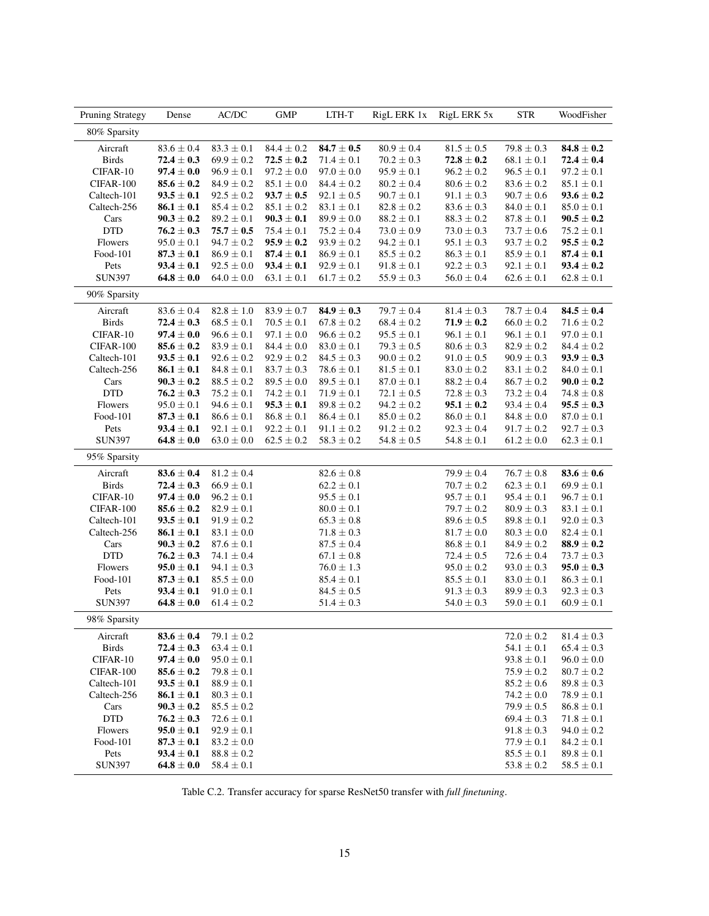| Pruning Strategy | Dense | AC/DC | GMP | LTH-T | RigL ERK 1x | RigL ERK 5x | STR | WoodFisher |
|---|---|---|---|---|---|---|---|---|
| 80% Sparsity | | | | | | | | |
| Aircraft | $83.6 \pm 0.4$ | $83.3 \pm 0.1$ | $84.4 \pm 0.2$ | $\mathbf{84.7 \pm 0.5}$ | $80.9 \pm 0.4$ | $81.5 \pm 0.5$ | $79.8 \pm 0.3$ | $\mathbf{84.8 \pm 0.2}$ |
| Birds | $\mathbf{72.4 \pm 0.3}$ | $69.9 \pm 0.2$ | $\mathbf{72.5 \pm 0.2}$ | $71.4 \pm 0.1$ | $70.2 \pm 0.3$ | $\mathbf{72.8 \pm 0.2}$ | $68.1 \pm 0.1$ | $\mathbf{72.4 \pm 0.4}$ |
| CIFAR-10 | $\mathbf{97.4 \pm 0.0}$ | $96.9 \pm 0.1$ | $97.2 \pm 0.0$ | $97.0 \pm 0.0$ | $95.9 \pm 0.1$ | $96.2 \pm 0.2$ | $96.5 \pm 0.1$ | $97.2 \pm 0.1$ |
| CIFAR-100 | $\mathbf{85.6 \pm 0.2}$ | $84.9 \pm 0.2$ | $85.1 \pm 0.0$ | $84.4 \pm 0.2$ | $80.2 \pm 0.4$ | $80.6 \pm 0.2$ | $83.6 \pm 0.2$ | $85.1 \pm 0.1$ |
| Caltech-101 | $\mathbf{93.5 \pm 0.1}$ | $92.5 \pm 0.2$ | $\mathbf{93.7 \pm 0.5}$ | $92.1 \pm 0.5$ | $90.7 \pm 0.1$ | $91.1 \pm 0.3$ | $90.7 \pm 0.6$ | $\mathbf{93.6 \pm 0.2}$ |
| Caltech-256 | $\mathbf{86.1 \pm 0.1}$ | $85.4 \pm 0.2$ | $85.1 \pm 0.2$ | $83.1 \pm 0.1$ | $82.8 \pm 0.2$ | $83.6 \pm 0.3$ | $84.0 \pm 0.1$ | $85.0 \pm 0.1$ |
| Cars | $\mathbf{90.3 \pm 0.2}$ | $89.2 \pm 0.1$ | $\mathbf{90.3 \pm 0.1}$ | $89.9 \pm 0.0$ | $88.2 \pm 0.1$ | $88.3 \pm 0.2$ | $87.8 \pm 0.1$ | $\mathbf{90.5 \pm 0.2}$ |
| DTD | $\mathbf{76.2 \pm 0.3}$ | $\mathbf{75.7 \pm 0.5}$ | $75.4 \pm 0.1$ | $75.2 \pm 0.4$ | $73.0 \pm 0.9$ | $73.0 \pm 0.3$ | $73.7 \pm 0.6$ | $75.2 \pm 0.1$ |
| Flowers | $95.0 \pm 0.1$ | $94.7 \pm 0.2$ | $\mathbf{95.9 \pm 0.2}$ | $93.9 \pm 0.2$ | $94.2 \pm 0.1$ | $95.1 \pm 0.3$ | $93.7 \pm 0.2$ | $\mathbf{95.5 \pm 0.2}$ |
| Food-101 | $\mathbf{87.3 \pm 0.1}$ | $86.9 \pm 0.1$ | $\mathbf{87.4 \pm 0.1}$ | $86.9 \pm 0.1$ | $85.5 \pm 0.2$ | $86.3 \pm 0.1$ | $85.9 \pm 0.1$ | $\mathbf{87.4 \pm 0.1}$ |
| Pets | $\mathbf{93.4 \pm 0.1}$ | $92.5 \pm 0.0$ | $\mathbf{93.4 \pm 0.1}$ | $92.9 \pm 0.1$ | $91.8 \pm 0.1$ | $92.2 \pm 0.3$ | $92.1 \pm 0.1$ | $\mathbf{93.4 \pm 0.2}$ |
| SUN397 | $\mathbf{64.8 \pm 0.0}$ | $64.0 \pm 0.0$ | $63.1 \pm 0.1$ | $61.7 \pm 0.2$ | $55.9 \pm 0.3$ | $56.0 \pm 0.4$ | $62.6 \pm 0.1$ | $62.8 \pm 0.1$ |
| 90% Sparsity | | | | | | | | |
| Aircraft | $83.6 \pm 0.4$ | $82.8 \pm 1.0$ | $83.9 \pm 0.7$ | $\mathbf{84.9 \pm 0.3}$ | $79.7 \pm 0.4$ | $81.4 \pm 0.3$ | $78.7 \pm 0.4$ | $\mathbf{84.5 \pm 0.4}$ |
| Birds | $\mathbf{72.4 \pm 0.3}$ | $68.5 \pm 0.1$ | $70.5 \pm 0.1$ | $67.8 \pm 0.2$ | $68.4 \pm 0.2$ | $\mathbf{71.9 \pm 0.2}$ | $66.0 \pm 0.2$ | $71.6 \pm 0.2$ |
| CIFAR-10 | $\mathbf{97.4 \pm 0.0}$ | $96.6 \pm 0.1$ | $97.1 \pm 0.0$ | $96.6 \pm 0.2$ | $95.5 \pm 0.1$ | $96.1 \pm 0.1$ | $96.1 \pm 0.1$ | $97.0 \pm 0.1$ |
| CIFAR-100 | $\mathbf{85.6 \pm 0.2}$ | $83.9 \pm 0.1$ | $84.4 \pm 0.0$ | $83.0 \pm 0.1$ | $79.3 \pm 0.5$ | $80.6 \pm 0.3$ | $82.9 \pm 0.2$ | $84.4 \pm 0.2$ |
| Caltech-101 | $\mathbf{93.5 \pm 0.1}$ | $92.6 \pm 0.2$ | $92.9 \pm 0.2$ | $84.5 \pm 0.3$ | $90.0 \pm 0.2$ | $91.0 \pm 0.5$ | $90.9 \pm 0.3$ | $\mathbf{93.9 \pm 0.3}$ |
| Caltech-256 | $\mathbf{86.1 \pm 0.1}$ | $84.8 \pm 0.1$ | $83.7 \pm 0.3$ | $78.6 \pm 0.1$ | $81.5 \pm 0.1$ | $83.0 \pm 0.2$ | $83.1 \pm 0.2$ | $84.0 \pm 0.1$ |
| Cars | $\mathbf{90.3 \pm 0.2}$ | $88.5 \pm 0.2$ | $89.5 \pm 0.0$ | $89.5 \pm 0.1$ | $87.0 \pm 0.1$ | $88.2 \pm 0.4$ | $86.7 \pm 0.2$ | $\mathbf{90.0 \pm 0.2}$ |
| DTD | $\mathbf{76.2 \pm 0.3}$ | $75.2 \pm 0.1$ | $74.2 \pm 0.1$ | $71.9 \pm 0.1$ | $72.1 \pm 0.5$ | $72.8 \pm 0.3$ | $73.2 \pm 0.4$ | $74.8 \pm 0.8$ |
| Flowers | $95.0 \pm 0.1$ | $94.6 \pm 0.1$ | $\mathbf{95.3 \pm 0.1}$ | $89.8 \pm 0.2$ | $94.2 \pm 0.2$ | $\mathbf{95.1 \pm 0.2}$ | $93.4 \pm 0.4$ | $\mathbf{95.5 \pm 0.3}$ |
| Food-101 | $\mathbf{87.3 \pm 0.1}$ | $86.6 \pm 0.1$ | $86.8 \pm 0.1$ | $86.4 \pm 0.1$ | $85.0 \pm 0.2$ | $86.0 \pm 0.1$ | $84.8 \pm 0.0$ | $87.0 \pm 0.1$ |
| Pets | $\mathbf{93.4 \pm 0.1}$ | $92.1 \pm 0.1$ | $92.2 \pm 0.1$ | $91.1 \pm 0.2$ | $91.2 \pm 0.2$ | $92.3 \pm 0.4$ | $91.7 \pm 0.2$ | $92.7 \pm 0.3$ |
| SUN397 | $\mathbf{64.8 \pm 0.0}$ | $63.0 \pm 0.0$ | $62.5 \pm 0.2$ | $58.3 \pm 0.2$ | $54.8 \pm 0.5$ | $54.8 \pm 0.1$ | $61.2 \pm 0.0$ | $62.3 \pm 0.1$ |
| 95% Sparsity | | | | | | | | |
| Aircraft | $\mathbf{83.6 \pm 0.4}$ | $81.2 \pm 0.4$ | | $82.6 \pm 0.8$ | | $79.9 \pm 0.4$ | $76.7 \pm 0.8$ | $\mathbf{83.6 \pm 0.6}$ |
| Birds | $\mathbf{72.4 \pm 0.3}$ | $66.9 \pm 0.1$ | | $62.2 \pm 0.1$ | | $70.7 \pm 0.2$ | $62.3 \pm 0.1$ | $69.9 \pm 0.1$ |
| CIFAR-10 | $\mathbf{97.4 \pm 0.0}$ | $96.2 \pm 0.1$ | | $95.5 \pm 0.1$ | | $95.7 \pm 0.1$ | $95.4 \pm 0.1$ | $96.7 \pm 0.1$ |
| CIFAR-100 | $\mathbf{85.6 \pm 0.2}$ | $82.9 \pm 0.1$ | | $80.0 \pm 0.1$ | | $79.7 \pm 0.2$ | $80.9 \pm 0.3$ | $83.1 \pm 0.1$ |
| Caltech-101 | $\mathbf{93.5 \pm 0.1}$ | $91.9 \pm 0.2$ | | $65.3 \pm 0.8$ | | $89.6 \pm 0.5$ | $89.8 \pm 0.1$ | $92.0 \pm 0.3$ |
| Caltech-256 | $\mathbf{86.1 \pm 0.1}$ | $83.1 \pm 0.0$ | | $71.8 \pm 0.3$ | | $81.7 \pm 0.0$ | $80.3 \pm 0.0$ | $82.4 \pm 0.1$ |
| Cars | $\mathbf{90.3 \pm 0.2}$ | $87.6 \pm 0.1$ | | $87.5 \pm 0.4$ | | $86.8 \pm 0.1$ | $84.9 \pm 0.2$ | $\mathbf{88.9 \pm 0.2}$ |
| DTD | $\mathbf{76.2 \pm 0.3}$ | $74.1 \pm 0.4$ | | $67.1 \pm 0.8$ | | $72.4 \pm 0.5$ | $72.6 \pm 0.4$ | $73.7 \pm 0.3$ |
| Flowers | $\mathbf{95.0 \pm 0.1}$ | $94.1 \pm 0.3$ | | $76.0 \pm 1.3$ | | $95.0 \pm 0.2$ | $93.0 \pm 0.3$ | $\mathbf{95.0 \pm 0.3}$ |
| Food-101 | $\mathbf{87.3 \pm 0.1}$ | $85.5 \pm 0.0$ | | $85.4 \pm 0.1$ | | $85.5 \pm 0.1$ | $83.0 \pm 0.1$ | $86.3 \pm 0.1$ |
| Pets | $\mathbf{93.4 \pm 0.1}$ | $91.0 \pm 0.1$ | | $84.5 \pm 0.5$ | | $91.3 \pm 0.3$ | $89.9 \pm 0.3$ | $92.3 \pm 0.3$ |
| SUN397 | $\mathbf{64.8 \pm 0.0}$ | $61.4 \pm 0.2$ | | $51.4 \pm 0.3$ | | $54.0 \pm 0.3$ | $59.0 \pm 0.1$ | $60.9 \pm 0.1$ |
| 98% Sparsity | | | | | | | | |
| Aircraft | $\mathbf{83.6 \pm 0.4}$ | $79.1 \pm 0.2$ | | | | | $72.0 \pm 0.2$ | $81.4 \pm 0.3$ |
| Birds | $\mathbf{72.4 \pm 0.3}$ | $63.4 \pm 0.1$ | | | | | $54.1 \pm 0.1$ | $65.4 \pm 0.3$ |
| CIFAR-10 | $\mathbf{97.4 \pm 0.0}$ | $95.0 \pm 0.1$ | | | | | $93.8 \pm 0.1$ | $96.0 \pm 0.0$ |
| CIFAR-100 | $\mathbf{85.6 \pm 0.2}$ | $79.8 \pm 0.1$ | | | | | $75.9 \pm 0.2$ | $80.7 \pm 0.2$ |
| Caltech-101 | $\mathbf{93.5 \pm 0.1}$ | $88.9 \pm 0.1$ | | | | | $85.2 \pm 0.6$ | $89.8 \pm 0.3$ |
| Caltech-256 | $\mathbf{86.1 \pm 0.1}$ | $80.3 \pm 0.1$ | | | | | $74.2 \pm 0.0$ | $78.9 \pm 0.1$ |
| Cars | $\mathbf{90.3 \pm 0.2}$ | $85.5 \pm 0.2$ | | | | | $79.9 \pm 0.5$ | $86.8 \pm 0.1$ |
| DTD | $\mathbf{76.2 \pm 0.3}$ | $72.6 \pm 0.1$ | | | | | $69.4 \pm 0.3$ | $71.8 \pm 0.1$ |
| Flowers | $\mathbf{95.0 \pm 0.1}$ | $92.9 \pm 0.1$ | | | | | $91.8 \pm 0.3$ | $94.0 \pm 0.2$ |
| Food-101 | $\mathbf{87.3 \pm 0.1}$ | $83.2 \pm 0.0$ | | | | | $77.9 \pm 0.1$ | $84.2 \pm 0.1$ |
| Pets | $\mathbf{93.4 \pm 0.1}$ | $88.8 \pm 0.2$ | | | | | $85.5 \pm 0.1$ | $89.8 \pm 0.1$ |
| SUN397 | $\mathbf{64.8 \pm 0.0}$ | $58.4 \pm 0.1$ | | | | | $53.8 \pm 0.2$ | $58.5 \pm 0.1$ |

Table C.2. Transfer accuracy for sparse ResNet50 transfer with *full finetuning*.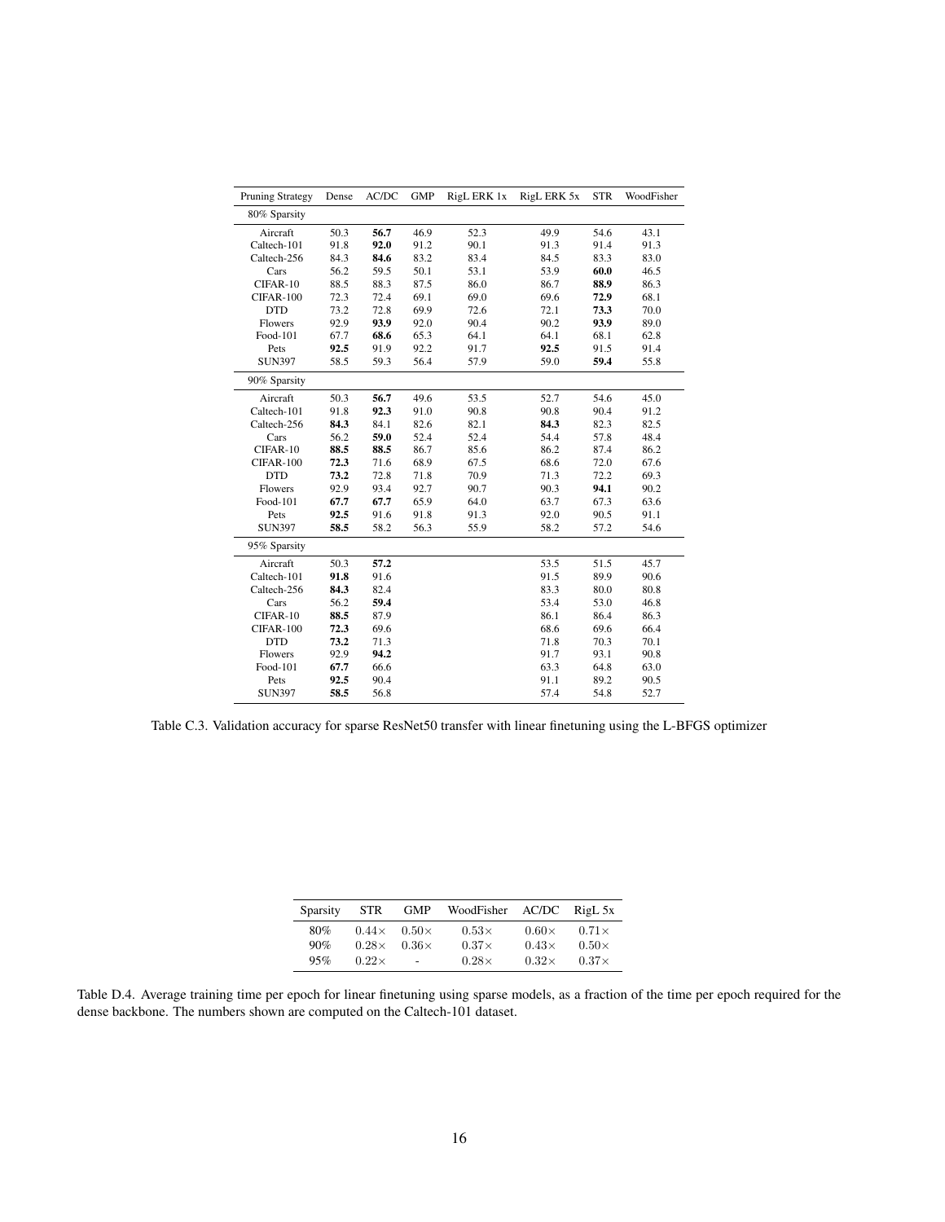| Pruning Strategy | Dense | AC/DC | GMP | RigL ERK 1x | RigL ERK 5x | STR | WoodFisher |
|---|---|---|---|---|---|---|---|
| 80% Sparsity | | | | | | | |
| Aircraft | 50.3 | **56.7** | 46.9 | 52.3 | 49.9 | 54.6 | 43.1 |
| Caltech-101 | 91.8 | **92.0** | 91.2 | 90.1 | 91.3 | 91.4 | 91.3 |
| Caltech-256 | 84.3 | **84.6** | 83.2 | 83.4 | 84.5 | 83.3 | 83.0 |
| Cars | 56.2 | 59.5 | 50.1 | 53.1 | 53.9 | **60.0** | 46.5 |
| CIFAR-10 | 88.5 | 88.3 | 87.5 | 86.0 | 86.7 | **88.9** | 86.3 |
| CIFAR-100 | 72.3 | 72.4 | 69.1 | 69.0 | 69.6 | **72.9** | 68.1 |
| DTD | 73.2 | 72.8 | 69.9 | 72.6 | 72.1 | **73.3** | 70.0 |
| Flowers | 92.9 | **93.9** | 92.0 | 90.4 | 90.2 | **93.9** | 89.0 |
| Food-101 | 67.7 | **68.6** | 65.3 | 64.1 | 64.1 | 68.1 | 62.8 |
| Pets | **92.5** | 91.9 | 92.2 | 91.7 | **92.5** | 91.5 | 91.4 |
| SUN397 | 58.5 | 59.3 | 56.4 | 57.9 | 59.0 | **59.4** | 55.8 |
| 90% Sparsity | | | | | | | |
| Aircraft | 50.3 | **56.7** | 49.6 | 53.5 | 52.7 | 54.6 | 45.0 |
| Caltech-101 | 91.8 | **92.3** | 91.0 | 90.8 | 90.8 | 90.4 | 91.2 |
| Caltech-256 | **84.3** | 84.1 | 82.6 | 82.1 | **84.3** | 82.3 | 82.5 |
| Cars | 56.2 | **59.0** | 52.4 | 52.4 | 54.4 | 57.8 | 48.4 |
| CIFAR-10 | **88.5** | **88.5** | 86.7 | 85.6 | 86.2 | 87.4 | 86.2 |
| CIFAR-100 | **72.3** | 71.6 | 68.9 | 67.5 | 68.6 | 72.0 | 67.6 |
| DTD | **73.2** | 72.8 | 71.8 | 70.9 | 71.3 | 72.2 | 69.3 |
| Flowers | 92.9 | 93.4 | 92.7 | 90.7 | 90.3 | **94.1** | 90.2 |
| Food-101 | **67.7** | **67.7** | 65.9 | 64.0 | 63.7 | 67.3 | 63.6 |
| Pets | **92.5** | 91.6 | 91.8 | 91.3 | 92.0 | 90.5 | 91.1 |
| SUN397 | **58.5** | 58.2 | 56.3 | 55.9 | 58.2 | 57.2 | 54.6 |
| 95% Sparsity | | | | | | | |
| Aircraft | 50.3 | **57.2** | | | 53.5 | 51.5 | 45.7 |
| Caltech-101 | **91.8** | 91.6 | | | 91.5 | 89.9 | 90.6 |
| Caltech-256 | **84.3** | 82.4 | | | 83.3 | 80.0 | 80.8 |
| Cars | 56.2 | **59.4** | | | 53.4 | 53.0 | 46.8 |
| CIFAR-10 | **88.5** | 87.9 | | | 86.1 | 86.4 | 86.3 |
| CIFAR-100 | **72.3** | 69.6 | | | 68.6 | 69.6 | 66.4 |
| DTD | **73.2** | 71.3 | | | 71.8 | 70.3 | 70.1 |
| Flowers | 92.9 | **94.2** | | | 91.7 | 93.1 | 90.8 |
| Food-101 | **67.7** | 66.6 | | | 63.3 | 64.8 | 63.0 |
| Pets | **92.5** | 90.4 | | | 91.1 | 89.2 | 90.5 |
| SUN397 | **58.5** | 56.8 | | | 57.4 | 54.8 | 52.7 |

Table C.3. Validation accuracy for sparse ResNet50 transfer with linear finetuning using the L-BFGS optimizer

| Sparsity | STR | GMP | WoodFisher | AC/DC | RigL 5x |
|---|---|---|---|---|---|
| 80% | $0.44\times$ | $0.50\times$ | $0.53\times$ | $0.60\times$ | $0.71\times$ |
| 90% | $0.28\times$ | $0.36\times$ | $0.37\times$ | $0.43\times$ | $0.50\times$ |
| 95% | $0.22\times$ | - | $0.28\times$ | $0.32\times$ | $0.37\times$ |

Table D.4. Average training time per epoch for linear finetuning using sparse models, as a fraction of the time per epoch required for the dense backbone. The numbers shown are computed on the Caltech-101 dataset.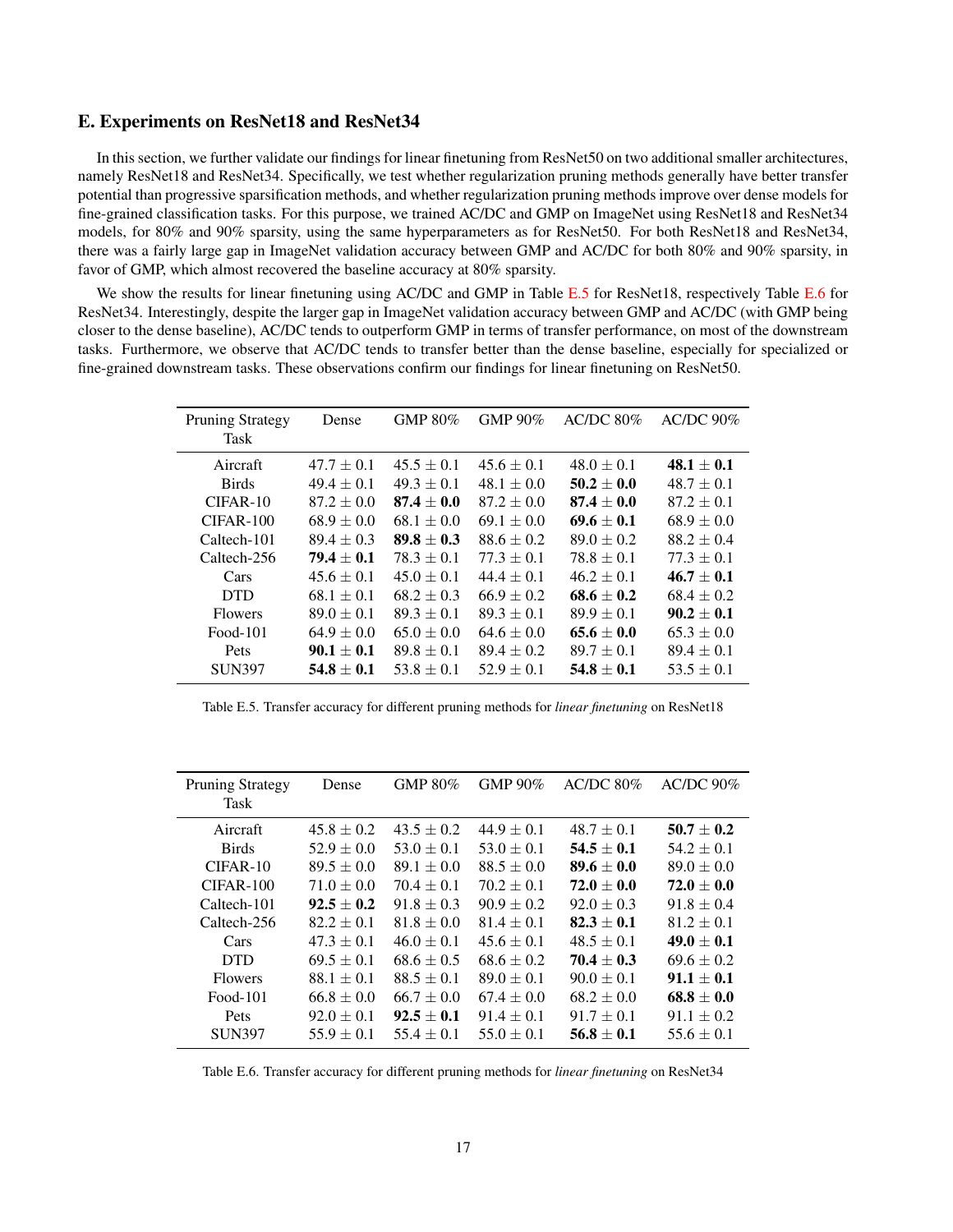## E. Experiments on ResNet18 and ResNet34

In this section, we further validate our findings for linear finetuning from ResNet50 on two additional smaller architectures, namely ResNet18 and ResNet34. Specifically, we test whether regularization pruning methods generally have better transfer potential than progressive sparsification methods, and whether regularization pruning methods improve over dense models for fine-grained classification tasks. For this purpose, we trained AC/DC and GMP on ImageNet using ResNet18 and ResNet34 models, for 80% and 90% sparsity, using the same hyperparameters as for ResNet50. For both ResNet18 and ResNet34, there was a fairly large gap in ImageNet validation accuracy between GMP and AC/DC for both 80% and 90% sparsity, in favor of GMP, which almost recovered the baseline accuracy at 80% sparsity.

We show the results for linear finetuning using AC/DC and GMP in Table E.5 for ResNet18, respectively Table E.6 for ResNet34. Interestingly, despite the larger gap in ImageNet validation accuracy between GMP and AC/DC (with GMP being closer to the dense baseline), AC/DC tends to outperform GMP in terms of transfer performance, on most of the downstream tasks. Furthermore, we observe that AC/DC tends to transfer better than the dense baseline, especially for specialized or fine-grained downstream tasks. These observations confirm our findings for linear finetuning on ResNet50.

| Pruning Strategy<br>Task | Dense | GMP 80% | GMP 90% | AC/DC 80% | AC/DC 90% |
|---|---|---|---|---|---|
| Aircraft | $47.7 \pm 0.1$ | $45.5 \pm 0.1$ | $45.6 \pm 0.1$ | $48.0 \pm 0.1$ | $\mathbf{48.1 \pm 0.1}$ |
| Birds | $49.4 \pm 0.1$ | $49.3 \pm 0.1$ | $48.1 \pm 0.0$ | $\mathbf{50.2 \pm 0.0}$ | $48.7 \pm 0.1$ |
| CIFAR-10 | $87.2 \pm 0.0$ | $\mathbf{87.4 \pm 0.0}$ | $87.2 \pm 0.0$ | $\mathbf{87.4 \pm 0.0}$ | $87.2 \pm 0.1$ |
| CIFAR-100 | $68.9 \pm 0.0$ | $68.1 \pm 0.0$ | $69.1 \pm 0.0$ | $\mathbf{69.6 \pm 0.1}$ | $68.9 \pm 0.0$ |
| Caltech-101 | $89.4 \pm 0.3$ | $\mathbf{89.8 \pm 0.3}$ | $88.6 \pm 0.2$ | $89.0 \pm 0.2$ | $88.2 \pm 0.4$ |
| Caltech-256 | $\mathbf{79.4 \pm 0.1}$ | $78.3 \pm 0.1$ | $77.3 \pm 0.1$ | $78.8 \pm 0.1$ | $77.3 \pm 0.1$ |
| Cars | $45.6 \pm 0.1$ | $45.0 \pm 0.1$ | $44.4 \pm 0.1$ | $46.2 \pm 0.1$ | $\mathbf{46.7 \pm 0.1}$ |
| DTD | $68.1 \pm 0.1$ | $68.2 \pm 0.3$ | $66.9 \pm 0.2$ | $\mathbf{68.6 \pm 0.2}$ | $68.4 \pm 0.2$ |
| Flowers | $89.0 \pm 0.1$ | $89.3 \pm 0.1$ | $89.3 \pm 0.1$ | $89.9 \pm 0.1$ | $\mathbf{90.2 \pm 0.1}$ |
| Food-101 | $64.9 \pm 0.0$ | $65.0 \pm 0.0$ | $64.6 \pm 0.0$ | $\mathbf{65.6 \pm 0.0}$ | $65.3 \pm 0.0$ |
| Pets | $\mathbf{90.1 \pm 0.1}$ | $89.8 \pm 0.1$ | $89.4 \pm 0.2$ | $89.7 \pm 0.1$ | $89.4 \pm 0.1$ |
| SUN397 | $\mathbf{54.8 \pm 0.1}$ | $53.8 \pm 0.1$ | $52.9 \pm 0.1$ | $\mathbf{54.8 \pm 0.1}$ | $53.5 \pm 0.1$ |

Table E.5. Transfer accuracy for different pruning methods for *linear finetuning* on ResNet18

| Pruning Strategy<br>Task | Dense | GMP 80% | GMP 90% | AC/DC 80% | AC/DC 90% |
|---|---|---|---|---|---|
| Aircraft | $45.8 \pm 0.2$ | $43.5 \pm 0.2$ | $44.9 \pm 0.1$ | $48.7 \pm 0.1$ | $\mathbf{50.7 \pm 0.2}$ |
| Birds | $52.9 \pm 0.0$ | $53.0 \pm 0.1$ | $53.0 \pm 0.1$ | $\mathbf{54.5 \pm 0.1}$ | $54.2 \pm 0.1$ |
| CIFAR-10 | $89.5 \pm 0.0$ | $89.1 \pm 0.0$ | $88.5 \pm 0.0$ | $\mathbf{89.6 \pm 0.0}$ | $89.0 \pm 0.0$ |
| CIFAR-100 | $71.0 \pm 0.0$ | $70.4 \pm 0.1$ | $70.2 \pm 0.1$ | $\mathbf{72.0 \pm 0.0}$ | $\mathbf{72.0 \pm 0.0}$ |
| Caltech-101 | $\mathbf{92.5 \pm 0.2}$ | $91.8 \pm 0.3$ | $90.9 \pm 0.2$ | $92.0 \pm 0.3$ | $91.8 \pm 0.4$ |
| Caltech-256 | $82.2 \pm 0.1$ | $81.8 \pm 0.0$ | $81.4 \pm 0.1$ | $\mathbf{82.3 \pm 0.1}$ | $81.2 \pm 0.1$ |
| Cars | $47.3 \pm 0.1$ | $46.0 \pm 0.1$ | $45.6 \pm 0.1$ | $48.5 \pm 0.1$ | $\mathbf{49.0 \pm 0.1}$ |
| DTD | $69.5 \pm 0.1$ | $68.6 \pm 0.5$ | $68.6 \pm 0.2$ | $\mathbf{70.4 \pm 0.3}$ | $69.6 \pm 0.2$ |
| Flowers | $88.1 \pm 0.1$ | $88.5 \pm 0.1$ | $89.0 \pm 0.1$ | $90.0 \pm 0.1$ | $\mathbf{91.1 \pm 0.1}$ |
| Food-101 | $66.8 \pm 0.0$ | $66.7 \pm 0.0$ | $67.4 \pm 0.0$ | $68.2 \pm 0.0$ | $\mathbf{68.8 \pm 0.0}$ |
| Pets | $92.0 \pm 0.1$ | $\mathbf{92.5 \pm 0.1}$ | $91.4 \pm 0.1$ | $91.7 \pm 0.1$ | $91.1 \pm 0.2$ |
| SUN397 | $55.9 \pm 0.1$ | $55.4 \pm 0.1$ | $55.0 \pm 0.1$ | $\mathbf{56.8 \pm 0.1}$ | $55.6 \pm 0.1$ |

Table E.6. Transfer accuracy for different pruning methods for *linear finetuning* on ResNet34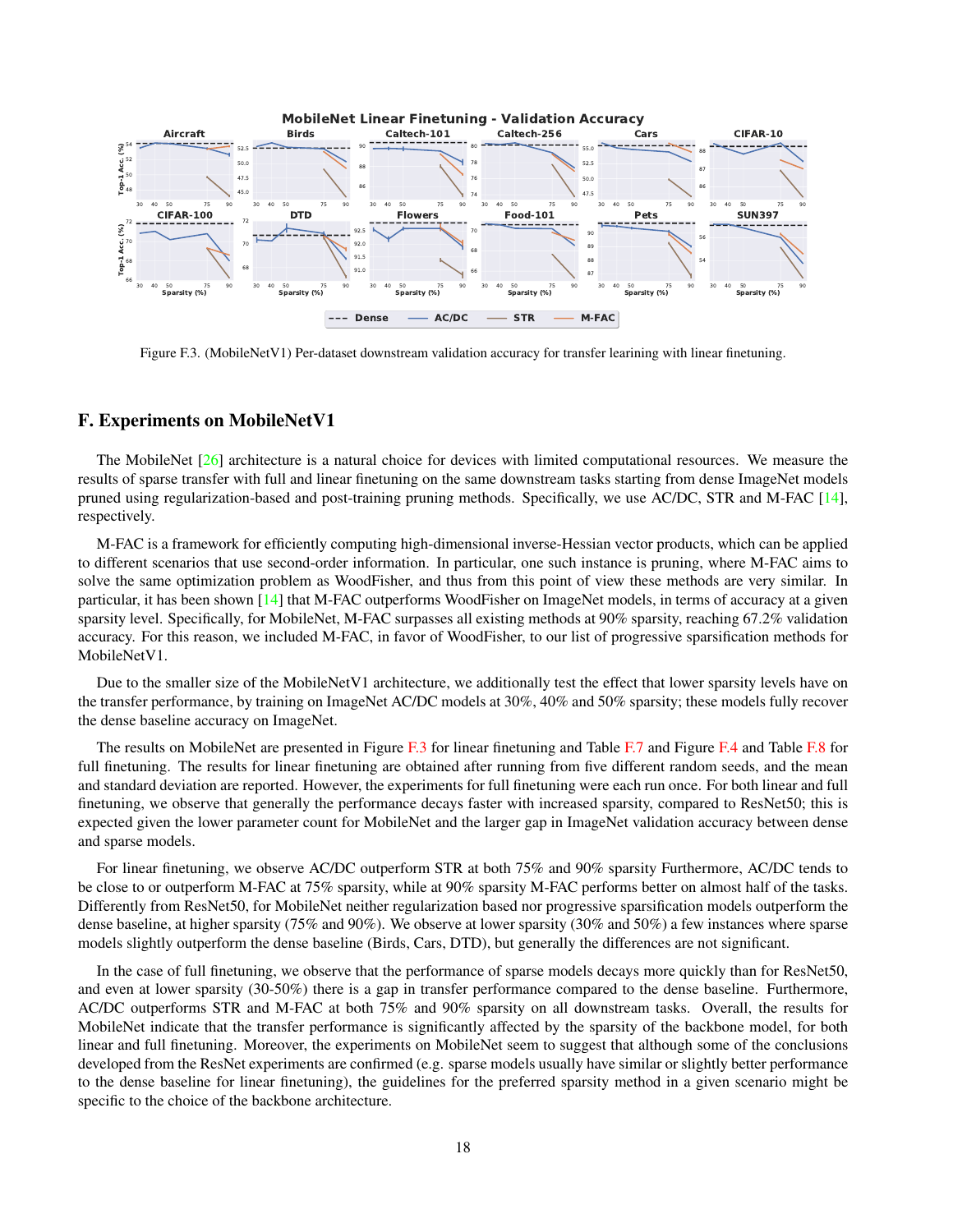Figure F.3. (MobileNetV1) Per-dataset downstream validation accuracy for transfer learining with linear finetuning.

## F. Experiments on MobileNetV1

The MobileNet [26] architecture is a natural choice for devices with limited computational resources. We measure the results of sparse transfer with full and linear finetuning on the same downstream tasks starting from dense ImageNet models pruned using regularization-based and post-training pruning methods. Specifically, we use AC/DC, STR and M-FAC [14], respectively.

M-FAC is a framework for efficiently computing high-dimensional inverse-Hessian vector products, which can be applied to different scenarios that use second-order information. In particular, one such instance is pruning, where M-FAC aims to solve the same optimization problem as WoodFisher, and thus from this point of view these methods are very similar. In particular, it has been shown [14] that M-FAC outperforms WoodFisher on ImageNet models, in terms of accuracy at a given sparsity level. Specifically, for MobileNet, M-FAC surpasses all existing methods at 90% sparsity, reaching 67.2% validation accuracy. For this reason, we included M-FAC, in favor of WoodFisher, to our list of progressive sparsification methods for MobileNetV1.

Due to the smaller size of the MobileNetV1 architecture, we additionally test the effect that lower sparsity levels have on the transfer performance, by training on ImageNet AC/DC models at 30%, 40% and 50% sparsity; these models fully recover the dense baseline accuracy on ImageNet.

The results on MobileNet are presented in Figure F.3 for linear finetuning and Table F.7 and Figure F.4 and Table F.8 for full finetuning. The results for linear finetuning are obtained after running from five different random seeds, and the mean and standard deviation are reported. However, the experiments for full finetuning were each run once. For both linear and full finetuning, we observe that generally the performance decays faster with increased sparsity, compared to ResNet50; this is expected given the lower parameter count for MobileNet and the larger gap in ImageNet validation accuracy between dense and sparse models.

For linear finetuning, we observe AC/DC outperform STR at both 75% and 90% sparsity Furthermore, AC/DC tends to be close to or outperform M-FAC at 75% sparsity, while at 90% sparsity M-FAC performs better on almost half of the tasks. Differently from ResNet50, for MobileNet neither regularization based nor progressive sparsification models outperform the dense baseline, at higher sparsity (75% and 90%). We observe at lower sparsity (30% and 50%) a few instances where sparse models slightly outperform the dense baseline (Birds, Cars, DTD), but generally the differences are not significant.

In the case of full finetuning, we observe that the performance of sparse models decays more quickly than for ResNet50, and even at lower sparsity (30-50%) there is a gap in transfer performance compared to the dense baseline. Furthermore, AC/DC outperforms STR and M-FAC at both 75% and 90% sparsity on all downstream tasks. Overall, the results for MobileNet indicate that the transfer performance is significantly affected by the sparsity of the backbone model, for both linear and full finetuning. Moreover, the experiments on MobileNet seem to suggest that although some of the conclusions developed from the ResNet experiments are confirmed (e.g. sparse models usually have similar or slightly better performance to the dense baseline for linear finetuning), the guidelines for the preferred sparsity method in a given scenario might be specific to the choice of the backbone architecture.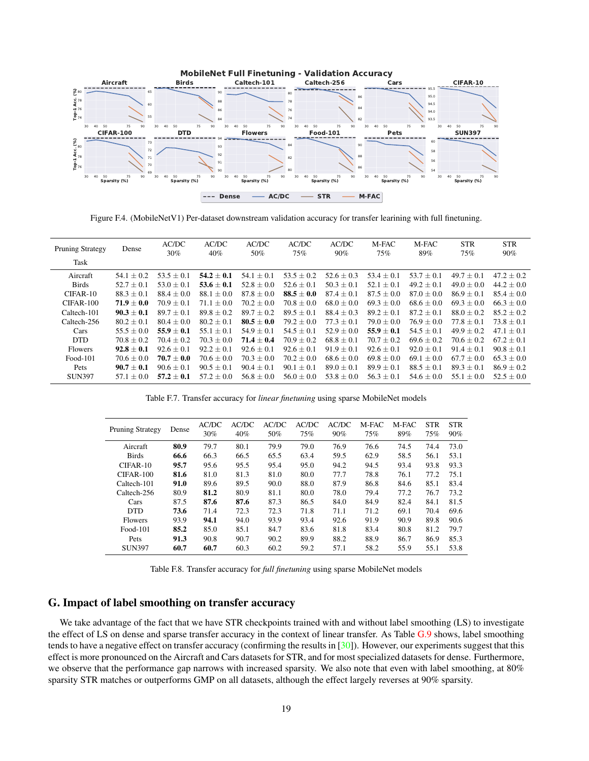Figure F.4. (MobileNetV1) Per-dataset downstream validation accuracy for transfer learining with full finetuning.

| Pruning Strategy / Task | Dense | AC/DC 30% | AC/DC 40% | AC/DC 50% | AC/DC 75% | AC/DC 90% | M-FAC 75% | M-FAC 89% | STR 75% | STR 90% |
|---|---|---|---|---|---|---|---|---|---|---|
| Aircraft | 54.1 ± 0.2 | 53.5 ± 0.1 | **54.2 ± 0.1** | 54.1 ± 0.1 | 53.5 ± 0.2 | 52.6 ± 0.3 | 53.4 ± 0.1 | 53.7 ± 0.1 | 49.7 ± 0.1 | 47.2 ± 0.2 |
| Birds | 52.7 ± 0.1 | 53.0 ± 0.1 | **53.6 ± 0.1** | 52.8 ± 0.0 | 52.6 ± 0.1 | 50.3 ± 0.1 | 52.1 ± 0.1 | 49.2 ± 0.1 | 49.0 ± 0.0 | 44.2 ± 0.0 |
| CIFAR-10 | 88.3 ± 0.1 | 88.4 ± 0.0 | 88.1 ± 0.0 | 87.8 ± 0.0 | **88.5 ± 0.0** | 87.4 ± 0.1 | 87.5 ± 0.0 | 87.0 ± 0.0 | 86.9 ± 0.1 | 85.4 ± 0.0 |
| CIFAR-100 | **71.9 ± 0.0** | 70.9 ± 0.1 | 71.1 ± 0.0 | 70.2 ± 0.0 | 70.8 ± 0.0 | 68.0 ± 0.0 | 69.3 ± 0.0 | 68.6 ± 0.0 | 69.3 ± 0.0 | 66.3 ± 0.0 |
| Caltech-101 | **90.3 ± 0.1** | 89.7 ± 0.1 | 89.8 ± 0.2 | 89.7 ± 0.2 | 89.5 ± 0.1 | 88.4 ± 0.3 | 89.2 ± 0.1 | 87.2 ± 0.1 | 88.0 ± 0.2 | 85.2 ± 0.2 |
| Caltech-256 | 80.2 ± 0.1 | 80.4 ± 0.0 | 80.2 ± 0.1 | **80.5 ± 0.0** | 79.2 ± 0.0 | 77.3 ± 0.1 | 79.0 ± 0.0 | 76.9 ± 0.0 | 77.8 ± 0.1 | 73.8 ± 0.1 |
| Cars | 55.5 ± 0.0 | **55.9 ± 0.1** | 55.1 ± 0.1 | 54.9 ± 0.1 | 54.5 ± 0.1 | 52.9 ± 0.0 | **55.9 ± 0.1** | 54.5 ± 0.1 | 49.9 ± 0.2 | 47.1 ± 0.1 |
| DTD | 70.8 ± 0.2 | 70.4 ± 0.2 | 70.3 ± 0.0 | **71.4 ± 0.4** | 70.9 ± 0.2 | 68.8 ± 0.1 | 70.7 ± 0.2 | 69.6 ± 0.2 | 70.6 ± 0.2 | 67.2 ± 0.1 |
| Flowers | **92.8 ± 0.1** | 92.6 ± 0.1 | 92.2 ± 0.1 | 92.6 ± 0.1 | 92.6 ± 0.1 | 91.9 ± 0.1 | 92.6 ± 0.1 | 92.0 ± 0.1 | 91.4 ± 0.1 | 90.8 ± 0.1 |
| Food-101 | 70.6 ± 0.0 | **70.7 ± 0.0** | 70.6 ± 0.0 | 70.3 ± 0.0 | 70.2 ± 0.0 | 68.6 ± 0.0 | 69.8 ± 0.0 | 69.1 ± 0.0 | 67.7 ± 0.0 | 65.3 ± 0.0 |
| Pets | **90.7 ± 0.1** | 90.6 ± 0.1 | 90.5 ± 0.1 | 90.4 ± 0.1 | 90.1 ± 0.1 | 89.0 ± 0.1 | 89.9 ± 0.1 | 88.5 ± 0.1 | 89.3 ± 0.1 | 86.9 ± 0.2 |
| SUN397 | 57.1 ± 0.0 | **57.2 ± 0.1** | 57.2 ± 0.0 | 56.8 ± 0.0 | 56.0 ± 0.0 | 53.8 ± 0.0 | 56.3 ± 0.1 | 54.6 ± 0.0 | 55.1 ± 0.0 | 52.5 ± 0.0 |

Table F.7. Transfer accuracy for *linear finetuning* using sparse MobileNet models

| Pruning Strategy | Dense | AC/DC 30% | AC/DC 40% | AC/DC 50% | AC/DC 75% | AC/DC 90% | M-FAC 75% | M-FAC 89% | STR 75% | STR 90% |
|---|---|---|---|---|---|---|---|---|---|---|
| Aircraft | **80.9** | 79.7 | 80.1 | 79.9 | 79.0 | 76.9 | 76.6 | 74.5 | 74.4 | 73.0 |
| Birds | **66.6** | 66.3 | 66.5 | 65.5 | 63.4 | 59.5 | 62.9 | 58.5 | 56.1 | 53.1 |
| CIFAR-10 | **95.7** | 95.6 | 95.5 | 95.4 | 95.0 | 94.2 | 94.5 | 93.4 | 93.8 | 93.3 |
| CIFAR-100 | **81.6** | 81.0 | 81.3 | 81.0 | 80.0 | 77.7 | 78.8 | 76.1 | 77.2 | 75.1 |
| Caltech-101 | **91.0** | 89.6 | 89.5 | 90.0 | 88.0 | 87.9 | 86.8 | 84.6 | 85.1 | 83.4 |
| Caltech-256 | 80.9 | **81.2** | 80.9 | 81.1 | 80.0 | 78.0 | 79.4 | 77.2 | 76.7 | 73.2 |
| Cars | 87.5 | **87.6** | **87.6** | 87.3 | 86.5 | 84.0 | 84.9 | 82.4 | 84.1 | 81.5 |
| DTD | **73.6** | 71.4 | 72.3 | 72.3 | 71.8 | 71.1 | 71.2 | 69.1 | 70.4 | 69.6 |
| Flowers | 93.9 | **94.1** | 94.0 | 93.9 | 93.4 | 92.6 | 91.9 | 90.9 | 89.8 | 90.6 |
| Food-101 | **85.2** | 85.0 | 85.1 | 84.7 | 83.6 | 81.8 | 83.4 | 80.8 | 81.2 | 79.7 |
| Pets | **91.3** | 90.8 | 90.7 | 90.2 | 89.9 | 88.2 | 88.9 | 86.7 | 86.9 | 85.3 |
| SUN397 | **60.7** | **60.7** | 60.3 | 60.2 | 59.2 | 57.1 | 58.2 | 55.9 | 55.1 | 53.8 |

Table F.8. Transfer accuracy for *full finetuning* using sparse MobileNet models

## G. Impact of label smoothing on transfer accuracy

We take advantage of the fact that we have STR checkpoints trained with and without label smoothing (LS) to investigate the effect of LS on dense and sparse transfer accuracy in the context of linear transfer. As Table G.9 shows, label smoothing tends to have a negative effect on transfer accuracy (confirming the results in [30]). However, our experiments suggest that this effect is more pronounced on the Aircraft and Cars datasets for STR, and for most specialized datasets for dense. Furthermore, we observe that the performance gap narrows with increased sparsity. We also note that even with label smoothing, at 80% sparsity STR matches or outperforms GMP on all datasets, although the effect largely reverses at 90% sparsity.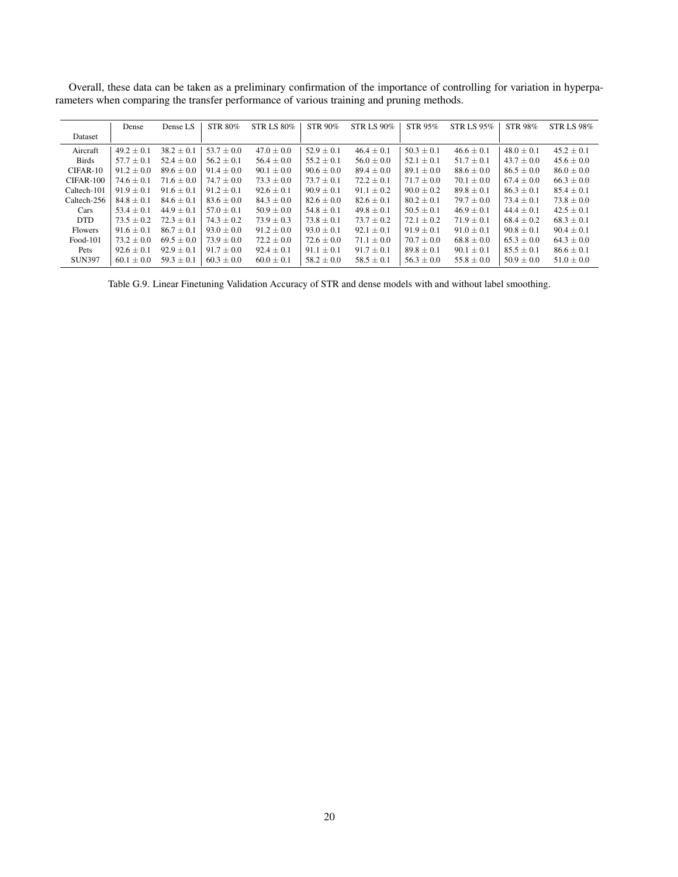Overall, these data can be taken as a preliminary confirmation of the importance of controlling for variation in hyperparameters when comparing the transfer performance of various training and pruning methods.

| Dataset | Dense | Dense LS | STR 80% | STR LS 80% | STR 90% | STR LS 90% | STR 95% | STR LS 95% | STR 98% | STR LS 98% |
|---|---|---|---|---|---|---|---|---|---|---|
| Aircraft | $49.2 \pm 0.1$ | $38.2 \pm 0.1$ | $53.7 \pm 0.0$ | $47.0 \pm 0.0$ | $52.9 \pm 0.1$ | $46.4 \pm 0.1$ | $50.3 \pm 0.1$ | $46.6 \pm 0.1$ | $48.0 \pm 0.1$ | $45.2 \pm 0.1$ |
| Birds | $57.7 \pm 0.1$ | $52.4 \pm 0.0$ | $56.2 \pm 0.1$ | $56.4 \pm 0.0$ | $55.2 \pm 0.1$ | $56.0 \pm 0.0$ | $52.1 \pm 0.1$ | $51.7 \pm 0.1$ | $43.7 \pm 0.0$ | $45.6 \pm 0.0$ |
| CIFAR-10 | $91.2 \pm 0.0$ | $89.6 \pm 0.0$ | $91.4 \pm 0.0$ | $90.1 \pm 0.0$ | $90.6 \pm 0.0$ | $89.4 \pm 0.0$ | $89.1 \pm 0.0$ | $88.6 \pm 0.0$ | $86.5 \pm 0.0$ | $86.0 \pm 0.0$ |
| CIFAR-100 | $74.6 \pm 0.1$ | $71.6 \pm 0.0$ | $74.7 \pm 0.0$ | $73.3 \pm 0.0$ | $73.7 \pm 0.1$ | $72.2 \pm 0.1$ | $71.7 \pm 0.0$ | $70.1 \pm 0.0$ | $67.4 \pm 0.0$ | $66.3 \pm 0.0$ |
| Caltech-101 | $91.9 \pm 0.1$ | $91.6 \pm 0.1$ | $91.2 \pm 0.1$ | $92.6 \pm 0.1$ | $90.9 \pm 0.1$ | $91.1 \pm 0.2$ | $90.0 \pm 0.2$ | $89.8 \pm 0.1$ | $86.3 \pm 0.1$ | $85.4 \pm 0.1$ |
| Caltech-256 | $84.8 \pm 0.1$ | $84.6 \pm 0.1$ | $83.6 \pm 0.0$ | $84.3 \pm 0.0$ | $82.6 \pm 0.0$ | $82.6 \pm 0.1$ | $80.2 \pm 0.1$ | $79.7 \pm 0.0$ | $73.4 \pm 0.1$ | $73.8 \pm 0.0$ |
| Cars | $53.4 \pm 0.1$ | $44.9 \pm 0.1$ | $57.0 \pm 0.1$ | $50.9 \pm 0.0$ | $54.8 \pm 0.1$ | $49.8 \pm 0.1$ | $50.5 \pm 0.1$ | $46.9 \pm 0.1$ | $44.4 \pm 0.1$ | $42.5 \pm 0.1$ |
| DTD | $73.5 \pm 0.2$ | $72.3 \pm 0.1$ | $74.3 \pm 0.2$ | $73.9 \pm 0.3$ | $73.8 \pm 0.1$ | $73.7 \pm 0.2$ | $72.1 \pm 0.2$ | $71.9 \pm 0.1$ | $68.4 \pm 0.2$ | $68.3 \pm 0.1$ |
| Flowers | $91.6 \pm 0.1$ | $86.7 \pm 0.1$ | $93.0 \pm 0.0$ | $91.2 \pm 0.0$ | $93.0 \pm 0.1$ | $92.1 \pm 0.1$ | $91.9 \pm 0.1$ | $91.0 \pm 0.1$ | $90.8 \pm 0.1$ | $90.4 \pm 0.1$ |
| Food-101 | $73.2 \pm 0.0$ | $69.5 \pm 0.0$ | $73.9 \pm 0.0$ | $72.2 \pm 0.0$ | $72.6 \pm 0.0$ | $71.1 \pm 0.0$ | $70.7 \pm 0.0$ | $68.8 \pm 0.0$ | $65.3 \pm 0.0$ | $64.3 \pm 0.0$ |
| Pets | $92.6 \pm 0.1$ | $92.9 \pm 0.1$ | $91.7 \pm 0.0$ | $92.4 \pm 0.1$ | $91.1 \pm 0.1$ | $91.7 \pm 0.1$ | $89.8 \pm 0.1$ | $90.1 \pm 0.1$ | $85.5 \pm 0.1$ | $86.6 \pm 0.1$ |
| SUN397 | $60.1 \pm 0.0$ | $59.3 \pm 0.1$ | $60.3 \pm 0.0$ | $60.0 \pm 0.1$ | $58.2 \pm 0.0$ | $58.5 \pm 0.1$ | $56.3 \pm 0.0$ | $55.8 \pm 0.0$ | $50.9 \pm 0.0$ | $51.0 \pm 0.0$ |

Table G.9. Linear Finetuning Validation Accuracy of STR and dense models with and without label smoothing.